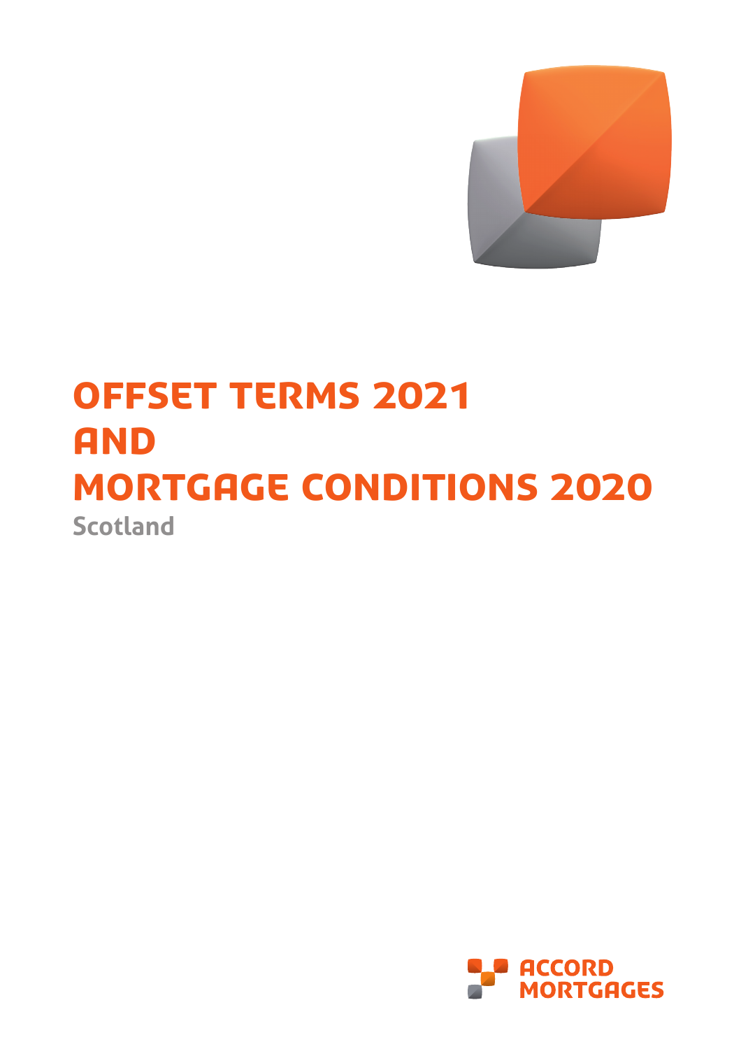# OFFSET TERMS 2021 AND MORTGAGE CONDITIONS 2020

Scotland

ACCORD MORTGAGES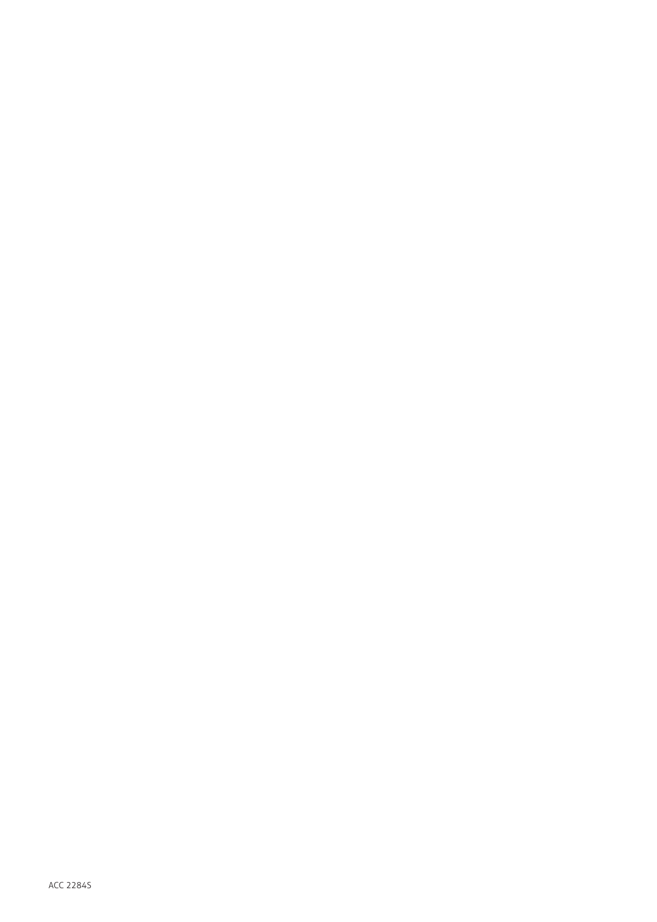ACC 2284S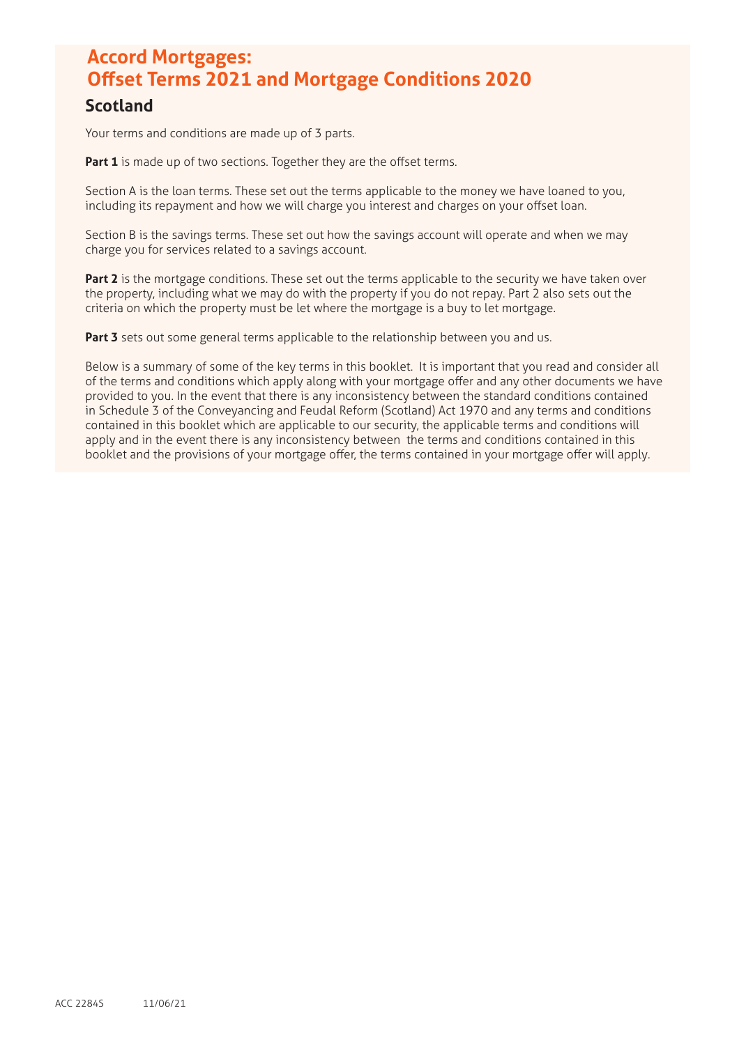# Accord Mortgages: Offset Terms 2021 and Mortgage Conditions 2020

## Scotland

Your terms and conditions are made up of 3 parts.

**Part 1** is made up of two sections. Together they are the offset terms.

Section A is the loan terms. These set out the terms applicable to the money we have loaned to you, including its repayment and how we will charge you interest and charges on your offset loan.

Section B is the savings terms. These set out how the savings account will operate and when we may charge you for services related to a savings account.

**Part 2** is the mortgage conditions. These set out the terms applicable to the security we have taken over the property, including what we may do with the property if you do not repay. Part 2 also sets out the criteria on which the property must be let where the mortgage is a buy to let mortgage.

**Part 3** sets out some general terms applicable to the relationship between you and us.

Below is a summary of some of the key terms in this booklet. It is important that you read and consider all of the terms and conditions which apply along with your mortgage offer and any other documents we have provided to you. In the event that there is any inconsistency between the standard conditions contained in Schedule 3 of the Conveyancing and Feudal Reform (Scotland) Act 1970 and any terms and conditions contained in this booklet which are applicable to our security, the applicable terms and conditions will apply and in the event there is any inconsistency between the terms and conditions contained in this booklet and the provisions of your mortgage offer, the terms contained in your mortgage offer will apply.

ACC 2284S 11/06/21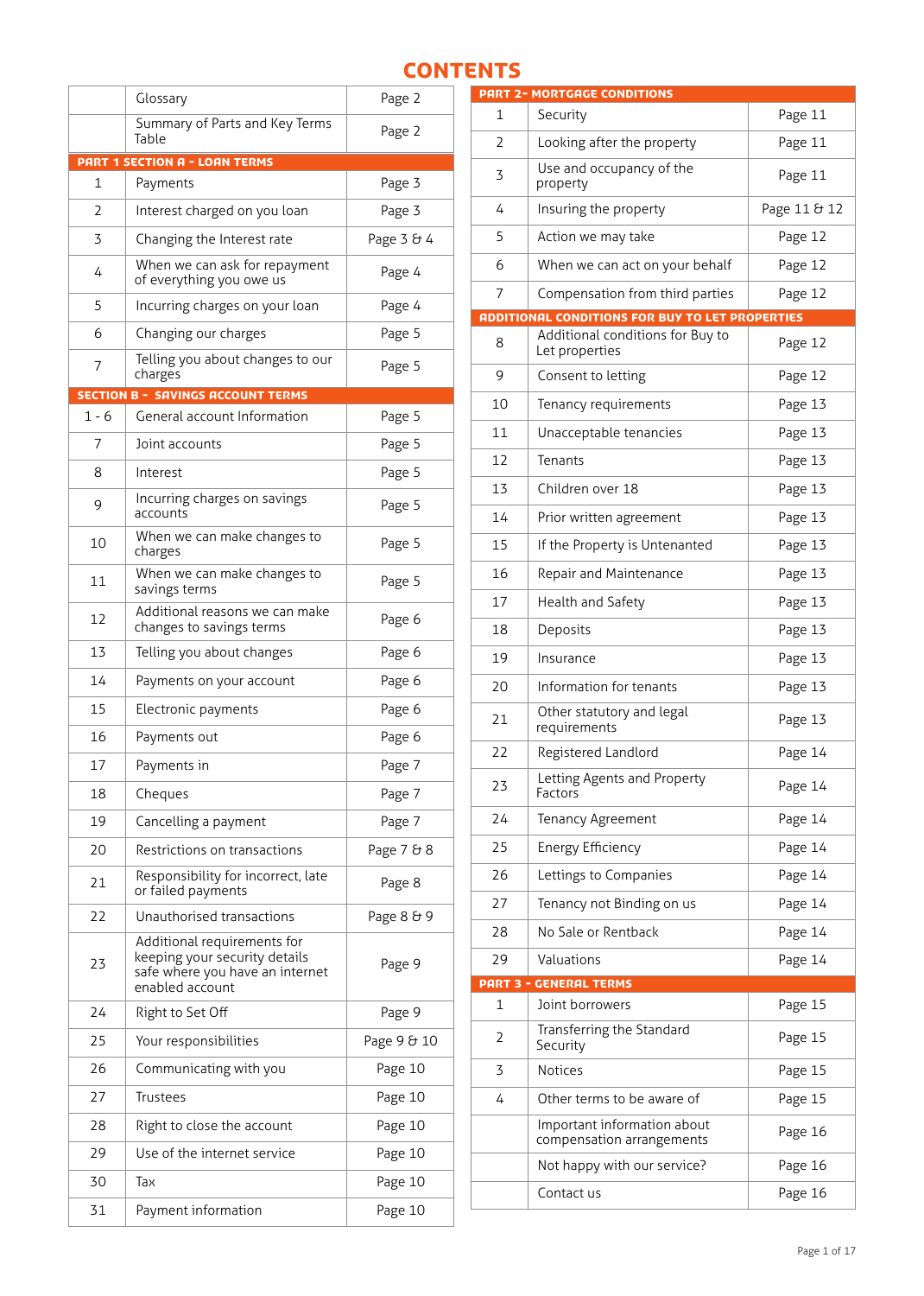# CONTENTS

| | | |
|---|---|---|
| | Glossary | Page 2 |
| | Summary of Parts and Key Terms Table | Page 2 |
| **PART 1 SECTION A - LOAN TERMS** | | |
| 1 | Payments | Page 3 |
| 2 | Interest charged on you loan | Page 3 |
| 3 | Changing the Interest rate | Page 3 & 4 |
| 4 | When we can ask for repayment of everything you owe us | Page 4 |
| 5 | Incurring charges on your loan | Page 4 |
| 6 | Changing our charges | Page 5 |
| 7 | Telling you about changes to our charges | Page 5 |
| **SECTION B - SAVINGS ACCOUNT TERMS** | | |
| 1 - 6 | General account Information | Page 5 |
| 7 | Joint accounts | Page 5 |
| 8 | Interest | Page 5 |
| 9 | Incurring charges on savings accounts | Page 5 |
| 10 | When we can make changes to charges | Page 5 |
| 11 | When we can make changes to savings terms | Page 5 |
| 12 | Additional reasons we can make changes to savings terms | Page 6 |
| 13 | Telling you about changes | Page 6 |
| 14 | Payments on your account | Page 6 |
| 15 | Electronic payments | Page 6 |
| 16 | Payments out | Page 6 |
| 17 | Payments in | Page 7 |
| 18 | Cheques | Page 7 |
| 19 | Cancelling a payment | Page 7 |
| 20 | Restrictions on transactions | Page 7 & 8 |
| 21 | Responsibility for incorrect, late or failed payments | Page 8 |
| 22 | Unauthorised transactions | Page 8 & 9 |
| 23 | Additional requirements for keeping your security details safe where you have an internet enabled account | Page 9 |
| 24 | Right to Set Off | Page 9 |
| 25 | Your responsibilities | Page 9 & 10 |
| 26 | Communicating with you | Page 10 |
| 27 | Trustees | Page 10 |
| 28 | Right to close the account | Page 10 |
| 29 | Use of the internet service | Page 10 |
| 30 | Tax | Page 10 |
| 31 | Payment information | Page 10 |

| | | |
|---|---|---|
| **PART 2- MORTGAGE CONDITIONS** | | |
| 1 | Security | Page 11 |
| 2 | Looking after the property | Page 11 |
| 3 | Use and occupancy of the property | Page 11 |
| 4 | Insuring the property | Page 11 & 12 |
| 5 | Action we may take | Page 12 |
| 6 | When we can act on your behalf | Page 12 |
| 7 | Compensation from third parties | Page 12 |
| **ADDITIONAL CONDITIONS FOR BUY TO LET PROPERTIES** | | |
| 8 | Additional conditions for Buy to Let properties | Page 12 |
| 9 | Consent to letting | Page 12 |
| 10 | Tenancy requirements | Page 13 |
| 11 | Unacceptable tenancies | Page 13 |
| 12 | Tenants | Page 13 |
| 13 | Children over 18 | Page 13 |
| 14 | Prior written agreement | Page 13 |
| 15 | If the Property is Untenanted | Page 13 |
| 16 | Repair and Maintenance | Page 13 |
| 17 | Health and Safety | Page 13 |
| 18 | Deposits | Page 13 |
| 19 | Insurance | Page 13 |
| 20 | Information for tenants | Page 13 |
| 21 | Other statutory and legal requirements | Page 13 |
| 22 | Registered Landlord | Page 14 |
| 23 | Letting Agents and Property Factors | Page 14 |
| 24 | Tenancy Agreement | Page 14 |
| 25 | Energy Efficiency | Page 14 |
| 26 | Lettings to Companies | Page 14 |
| 27 | Tenancy not Binding on us | Page 14 |
| 28 | No Sale or Rentback | Page 14 |
| 29 | Valuations | Page 14 |
| **PART 3 - GENERAL TERMS** | | |
| 1 | Joint borrowers | Page 15 |
| 2 | Transferring the Standard Security | Page 15 |
| 3 | Notices | Page 15 |
| 4 | Other terms to be aware of | Page 15 |
| | Important information about compensation arrangements | Page 16 |
| | Not happy with our service? | Page 16 |
| | Contact us | Page 16 |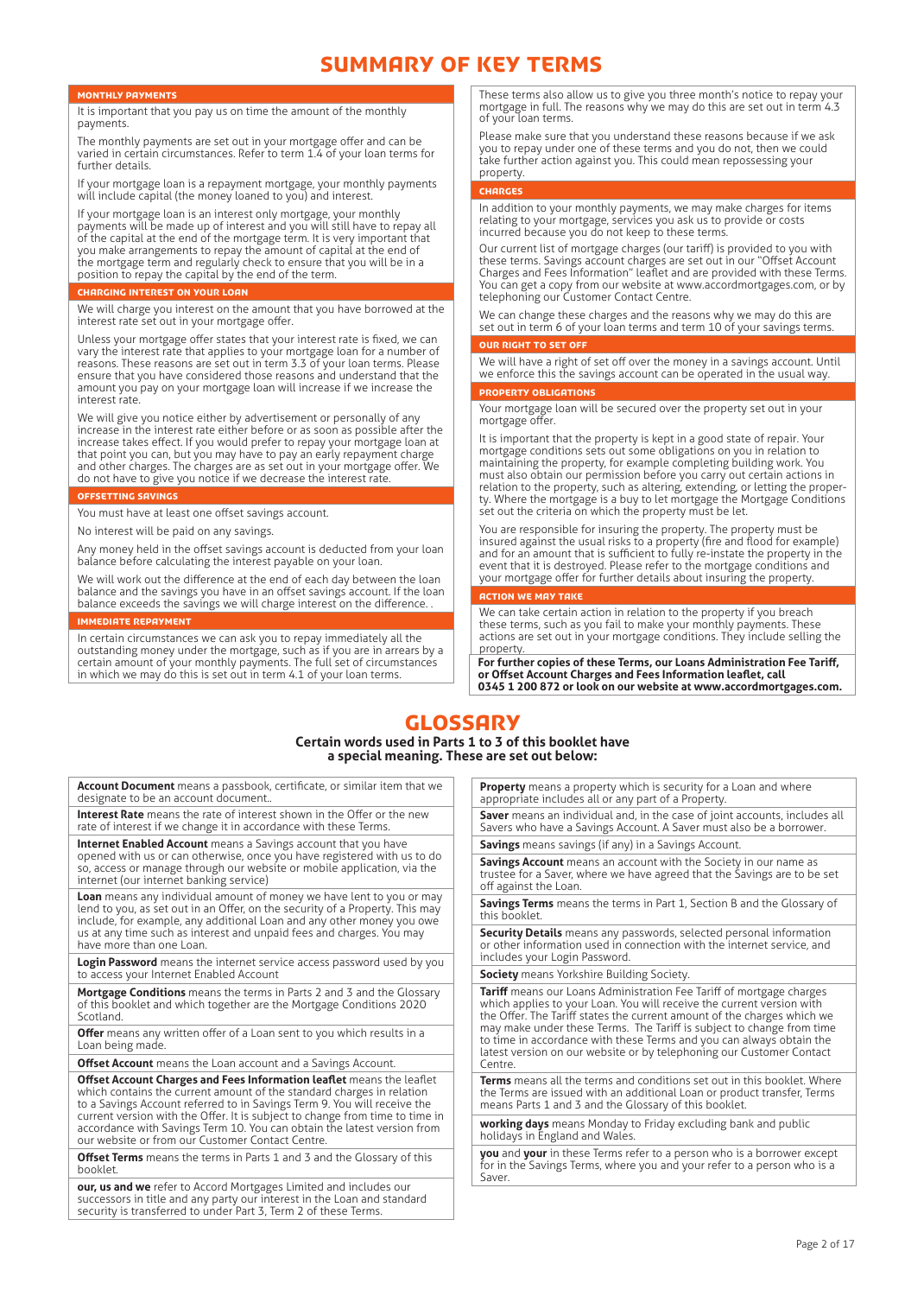# SUMMARY OF KEY TERMS

## MONTHLY PAYMENTS

It is important that you pay us on time the amount of the monthly payments.

The monthly payments are set out in your mortgage offer and can be varied in certain circumstances. Refer to term 1.4 of your loan terms for further details.

If your mortgage loan is a repayment mortgage, your monthly payments will include capital (the money loaned to you) and interest.

If your mortgage loan is an interest only mortgage, your monthly payments will be made up of interest and you will still have to repay all of the capital at the end of the mortgage term. It is very important that you make arrangements to repay the amount of capital at the end of the mortgage term and regularly check to ensure that you will be in a position to repay the capital by the end of the term.

## CHARGING INTEREST ON YOUR LOAN

We will charge you interest on the amount that you have borrowed at the interest rate set out in your mortgage offer.

Unless your mortgage offer states that your interest rate is fixed, we can vary the interest rate that applies to your mortgage loan for a number of reasons. These reasons are set out in term 3.3 of your loan terms. Please ensure that you have considered those reasons and understand that the amount you pay on your mortgage loan will increase if we increase the interest rate.

We will give you notice either by advertisement or personally of any increase in the interest rate either before or as soon as possible after the increase takes effect. If you would prefer to repay your mortgage loan at that point you can, but you may have to pay an early repayment charge and other charges. The charges are as set out in your mortgage offer. We do not have to give you notice if we decrease the interest rate.

## OFFSETTING SAVINGS

You must have at least one offset savings account.

No interest will be paid on any savings.

Any money held in the offset savings account is deducted from your loan balance before calculating the interest payable on your loan.

We will work out the difference at the end of each day between the loan balance and the savings you have in an offset savings account. If the loan balance exceeds the savings we will charge interest on the difference.

## IMMEDIATE REPAYMENT

In certain circumstances we can ask you to repay immediately all the outstanding money under the mortgage, such as if you are in arrears by a certain amount of your monthly payments. The full set of circumstances in which we may do this is set out in term 4.1 of your loan terms.

These terms also allow us to give you three month's notice to repay your mortgage in full. The reasons why we may do this are set out in term 4.3 of your loan terms.

Please make sure that you understand these reasons because if we ask you to repay under one of these terms and you do not, then we could take further action against you. This could mean repossessing your property.

## CHARGES

In addition to your monthly payments, we may make charges for items relating to your mortgage, services you ask us to provide or costs incurred because you do not keep to these terms.

Our current list of mortgage charges (our tariff) is provided to you with these terms. Savings account charges are set out in our "Offset Account Charges and Fees Information" leaflet and are provided with these Terms. You can get a copy from our website at www.accordmortgages.com, or by telephoning our Customer Contact Centre.

We can change these charges and the reasons why we may do this are set out in term 6 of your loan terms and term 10 of your savings terms.

## OUR RIGHT TO SET OFF

We will have a right of set off over the money in a savings account. Until we enforce this the savings account can be operated in the usual way.

## PROPERTY OBLIGATIONS

Your mortgage loan will be secured over the property set out in your mortgage offer.

It is important that the property is kept in a good state of repair. Your mortgage conditions sets out some obligations on you in relation to maintaining the property, for example completing building work. You must also obtain our permission before you carry out certain actions in relation to the property, such as altering, extending, or letting the property. Where the mortgage is a buy to let mortgage the Mortgage Conditions set out the criteria on which the property must be let.

You are responsible for insuring the property. The property must be insured against the usual risks (fire and flood for example) and for an amount that is sufficient to fully re-instate the property in the event that it is destroyed. Please refer to the mortgage conditions and your mortgage offer for further details about insuring the property.

## ACTION WE MAY TAKE

We can take certain action in relation to the property if you breach these terms, such as you fail to make your monthly payments. These actions are set out in your mortgage conditions. They include selling the property.

**For further copies of these Terms, our Loans Administration Fee Tariff, or Offset Account Charges and Fees Information leaflet, call 0345 1 200 872 or look on our website at www.accordmortgages.com.**

# GLOSSARY

**Certain words used in Parts 1 to 3 of this booklet have a special meaning. These are set out below:**

**Account Document** means a passbook, certificate, or similar item that we designate to be an account document..

**Interest Rate** means the rate of interest shown in the Offer or the new rate of interest if we change it in accordance with these Terms.

**Internet Enabled Account** means a Savings account that you have opened with us online or can otherwise, once you have registered with us to do so, access or manage through our website or mobile application, via the internet (our internet banking service)

**Loan** means any individual amount of money we have lent to you or may lend to you, as set out in an Offer, on the security of a Property. This may include, for example, any additional Loan and any other money you owe us at any time such as interest and unpaid fees and charges. You may have more than one Loan.

**Login Password** means the internet service access password used by you to access your Internet Enabled Account

**Mortgage Conditions** means the terms in Parts 2 and 3 and the Glossary of this booklet and which together are the Mortgage Conditions 2020 Scotland.

**Offer** means any written offer of a Loan sent to you which results in a Loan being made.

**Offset Account** means the Loan account and a Savings Account.

**Offset Account Charges and Fees Information leaflet** means the leaflet which contains the current amount of the standard charges in relation to a Savings Account referred to in Savings Term 9. You will receive the current version with the Offer. It is subject to change from time to time in accordance with Savings Term 10. You can obtain the latest version from our website or from our Customer Contact Centre.

**Offset Terms** means the terms in Parts 1 and 3 and the Glossary of this booklet.

**our, us and we** refer to Accord Mortgages Limited and includes our successors in title and any party our interest in the Loan and standard security is transferred to under Part 3, Term 2 of these Terms.

**Property** means a property which is security for a Loan and where appropriate includes all or any part of a Property.

**Saver** means an individual and, in the case of joint accounts, includes all Savers who have a Savings Account. A Saver must also be a borrower.

**Savings** means savings (if any) in a Savings Account.

**Savings Account** means an account with the Society in our name as trustee for a Saver, where we have agreed that the Savings are to be set off against the Loan.

**Savings Terms** means the terms in Part 1, Section B and the Glossary of this booklet.

**Security Details** means any passwords, selected personal information or other information used in connection with the internet service, and includes your Login Password.

**Society** means Yorkshire Building Society.

**Tariff** means our Loans Administration Fee Tariff of mortgage charges which applies to your Loan. You will receive the current version with the Offer. The Tariff states the current amount of the charges which we may make under these Terms. The Tariff is subject to change from time to time in accordance with these Terms and you can always obtain the latest version on our website or by telephoning our Customer Contact Centre.

**Terms** means all the terms and conditions set out in this booklet. Where the Terms are issued with an additional Loan or product transfer, Terms means Parts 1 and 3 and the Glossary of this booklet.

**working days** means Monday to Friday excluding bank and public holidays in England and Wales.

**you** and **your** in these Terms refer to a person who is a borrower except for in the Savings Terms, where you and your refer to a person who is a Saver.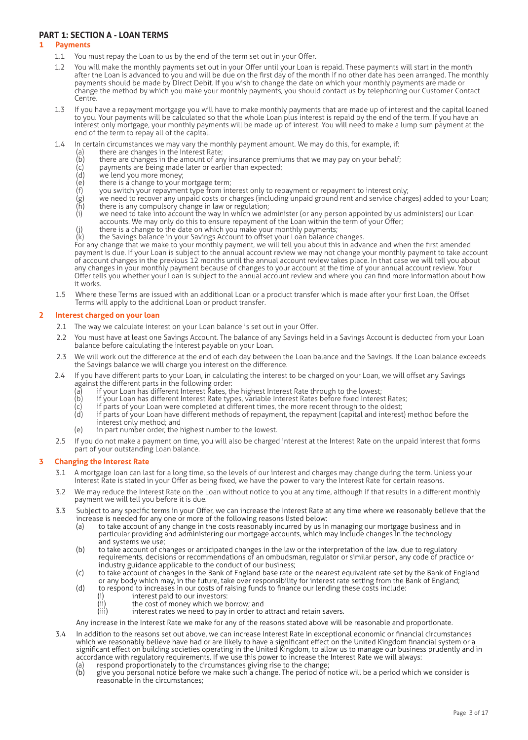## PART 1: SECTION A - LOAN TERMS

### 1 Payments

1.1 You must repay the Loan to us by the end of the term set out in your Offer.

1.2 You will make the monthly payments set out in your Offer until your Loan is repaid. These payments will start in the month after the Loan is advanced to you and will be due on the first day of the month if no other date has been arranged. The monthly payments should be made by Direct Debit. If you wish to change the date on which your monthly payments are made or change the method by which you make your monthly payments, you should contact us by telephoning our Customer Contact Centre.

1.3 If you have a repayment mortgage you will have to make monthly payments that are made up of interest and the capital loaned to you. Your payments will be calculated so that the whole Loan plus interest is repaid by the end of the term. If you have an interest only mortgage, your monthly payments will be made up of interest. You will need to make a lump sum payment at the end of the term to repay all of the capital.

1.4 In certain circumstances we may vary the monthly payment amount. We may do this, for example, if:

(a) there are changes in the Interest Rate;
(b) there are changes in the amount of any insurance premiums that we may pay on your behalf;
(c) payments are being made later or earlier than expected;
(d) we lend you more money;
(e) there is a change to your mortgage term;
(f) you switch your repayment type from interest only to repayment or repayment to interest only;
(g) we need to recover any unpaid costs or charges (including unpaid ground rent and service charges) added to your Loan;
(h) there is any compulsory change in law or regulation;
(i) we need to take into account the way in which we administer (or any person appointed by us administers) our Loan accounts. We may only do this to ensure repayment of the Loan within the term of your Offer;
(j) there is a change to the date on which you make your monthly payments;
(k) the Savings balance in your Savings Account to offset your Loan balance changes.

For any change that we make to your monthly payment, we will tell you about this in advance and when the first amended payment is due. If your Loan is subject to the annual account review we may not change your monthly payment to take account of account changes in the previous 12 months until the annual account review takes place. In that case we will tell you about any changes in your monthly payment because of changes to your account at the time of your annual account review. Your Offer tells you whether your Loan is subject to the annual account review and where you can find more information about how it works.

1.5 Where these Terms are issued with an additional Loan or a product transfer which is made after your first Loan, the Offset Terms will apply to the additional Loan or product transfer.

### 2 Interest charged on your loan

2.1 The way we calculate interest on your Loan balance is set out in your Offer.

2.2 You must have at least one Savings Account. The balance of any Savings held in a Savings Account is deducted from your Loan balance before calculating the interest payable on your Loan.

2.3 We will work out the difference at the end of each day between the Loan balance and the Savings. If the Loan balance exceeds the Savings balance we will charge you interest on the difference.

2.4 If you have different parts to your Loan, in calculating the interest to be charged on your Loan, we will offset any Savings against the different parts in the following order:

(a) if your Loan has different Interest Rates, the highest Interest Rate through to the lowest;
(b) if your Loan has different Interest Rate types, variable Interest Rates before fixed Interest Rates;
(c) if parts of your Loan were completed at different times, the more recent through to the oldest;
(d) if parts of your Loan have different methods of repayment, the repayment (capital and interest) method before the interest only method; and
(e) in part number order, the highest number to the lowest.

2.5 If you do not make a payment on time, you will also be charged interest at the Interest Rate on the unpaid interest that forms part of your outstanding Loan balance.

### 3 Changing the Interest Rate

3.1 A mortgage loan can last for a long time, so the levels of our interest and charges may change during the term. Unless your Interest Rate is stated in your Offer as being fixed, we have the power to vary the Interest Rate for certain reasons.

3.2 We may reduce the Interest Rate on the Loan without notice to you at any time, although if that results in a different monthly payment we will tell you before it is due.

3.3 Subject to any specific terms in your Offer, we can increase the Interest Rate at any time where we reasonably believe that the increase is needed for any one or more of the following reasons listed below:

(a) to take account of any change in the costs reasonably incurred by us in managing our mortgage business and in particular providing and administering our mortgage accounts, which may include changes in the technology and systems we use;
(b) to take account of changes or anticipated changes in the law or the interpretation of the law, due to regulatory requirements, decisions or recommendations of an ombudsman, regulator or similar person, any code of practice or industry guidance applicable to the conduct of our business;
(c) to take account of changes in the Bank of England base rate or the nearest equivalent rate set by the Bank of England or any body which may, in the future, take over responsibility for interest rate setting from the Bank of England;
(d) to respond to increases in our costs of raising funds to finance our lending these costs include:
    (i) interest paid to our investors;
    (ii) the cost of money which we borrow; and
    (iii) interest rates we need to pay in order to attract and retain savers.

Any increase in the Interest Rate we make for any of the reasons stated above will be reasonable and proportionate.

3.4 In addition to the reasons set out above, we can increase Interest Rate in exceptional economic or financial circumstances which we reasonably believe have had or are likely to have a significant effect on the United Kingdom financial system or a significant effect on building societies operating in the United Kingdom, to allow us to manage our business prudently and in accordance with regulatory requirements. If we use this power to increase the Interest Rate we will always:

(a) respond proportionately to the circumstances giving rise to the change;
(b) give you personal notice before we make such a change. The period of notice will be a period which we consider is reasonable in the circumstances;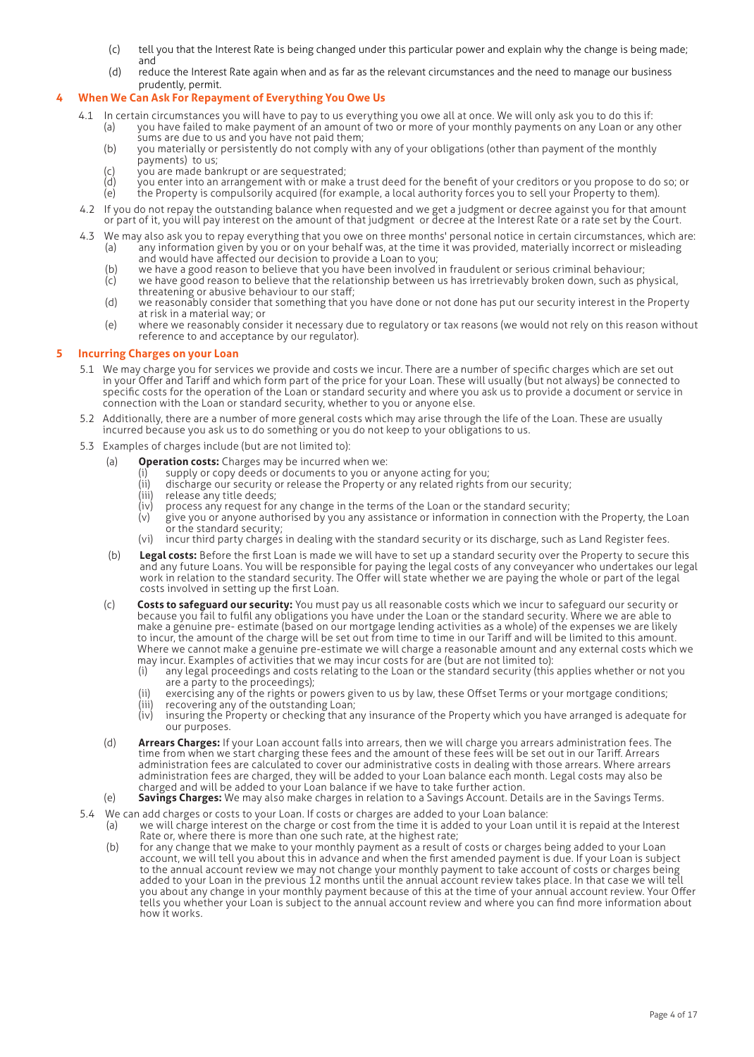(c) tell you that the Interest Rate is being changed under this particular power and explain why the change is being made; and

(d) reduce the Interest Rate again when and as far as the relevant circumstances and the need to manage our business prudently, permit.

## 4 When We Can Ask For Repayment of Everything You Owe Us

4.1 In certain circumstances you will have to pay to us everything you owe all at once. We will only ask you to do this if:

(a) you have failed to make payment of an amount of two or more of your monthly payments on any Loan or any other sums are due to us and you have not paid them;

(b) you materially or persistently do not comply with any of your obligations (other than payment of the monthly payments) to us;

(c) you are made bankrupt or are sequestrated;

(d) you enter into an arrangement with or make a trust deed for the benefit of your creditors or you propose to do so; or

(e) the Property is compulsorily acquired (for example, a local authority forces you to sell your Property to them).

4.2 If you do not repay the outstanding balance when requested and we get a judgment or decree against you for that amount or part of it, you will pay interest on the amount of that judgment or decree at the Interest Rate or a rate set by the Court.

4.3 We may also ask you to repay everything that you owe on three months' personal notice in certain circumstances, which are:

(a) any information given by you or on your behalf was, at the time it was provided, materially incorrect or misleading and would have affected our decision to provide a Loan to you;

(b) we have a good reason to believe that you have been involved in fraudulent or serious criminal behaviour;

(c) we have good reason to believe that the relationship between us has irretrievably broken down, such as physical, threatening or abusive behaviour to our staff;

(d) we reasonably consider that something that you have done or not done has put our security interest in the Property at risk in a material way; or

(e) where we reasonably consider it necessary due to regulatory or tax reasons (we would not rely on this reason without reference to and acceptance by our regulator).

## 5 Incurring Charges on your Loan

5.1 We may charge you for services we provide and costs we incur. There are a number of specific charges which are set out in your Offer and Tariff and which form part of the price for your Loan. These will usually (but not always) be connected to specific costs for the operation of the Loan or standard security and where you ask us to provide a document or service in connection with the Loan or standard security, whether to you or anyone else.

5.2 Additionally, there are a number of more general costs which may arise through the life of the Loan. These are usually incurred because you ask us to do something or you do not keep to your obligations to us.

5.3 Examples of charges include (but are not limited to):

(a) **Operation costs:** Charges may be incurred when we:

(i) supply or copy deeds or documents to you or anyone acting for you;

(ii) discharge our security or release the Property or any related rights from our security;

(iii) release any title deeds;

(iv) process any request for any change in the terms of the Loan or the standard security;

(v) give you or anyone authorised by you any assistance or information in connection with the Property, the Loan or the standard security;

(vi) incur third party charges in dealing with the standard security or its discharge, such as Land Register fees.

(b) **Legal costs:** Before the first Loan is made we will have to set up a standard security over the Property to secure this and any future Loans. You will be responsible for paying the legal costs of any conveyancer who undertakes our legal work in relation to the standard security. The Offer will state whether we are paying the whole or part of the legal costs involved in setting up the first Loan.

(c) **Costs to safeguard our security:** You must pay us all reasonable costs which we incur to safeguard our security or because you fail to fulfil any obligations you have under the Loan or the standard security. Where we are able to make a genuine pre- estimate (based on our mortgage lending activities as a whole) of the expenses we are likely to incur, the amount of the charge will be set out from time to time in our Tariff and will be limited to this amount. Where we cannot make a genuine pre-estimate we will charge a reasonable amount and any external costs which we may incur. Examples of activities that we may incur costs for are (but are not limited to):

(i) any legal proceedings and costs relating to the Loan or the standard security (this applies whether or not you are a party to the proceedings);

(ii) exercising any of the rights or powers given to us by law, these Offset Terms or your mortgage conditions;

(iii) recovering any of the outstanding Loan;

(iv) insuring the Property or checking that any insurance of the Property which you have arranged is adequate for our purposes.

(d) **Arrears Charges:** If your Loan account falls into arrears, then we will charge you arrears administration fees. The time from when we start charging these fees and the amount of these fees will be set out in our Tariff. Arrears administration fees are calculated to cover our administrative costs in dealing with those arrears. Where arrears administration fees are charged, they will be added to your Loan balance each month. Legal costs may also be charged and will be added to your Loan balance if we have to take further action.

(e) **Savings Charges:** We may also make charges in relation to a Savings Account. Details are in the Savings Terms.

5.4 We can add charges or costs to your Loan. If costs or charges are added to your Loan balance:

(a) we will charge interest on the charge or cost from the time it is added to your Loan until it is repaid at the Interest Rate or, where there is more than one such rate, at the highest rate;

(b) for any change that we make to your monthly payment as a result of costs or charges being added to your Loan account, we will tell you about this in advance and when the first amended payment is due. If your Loan is subject to the annual account review we may not change your monthly payment to take account of costs or charges being added to your Loan in the previous 12 months until the annual account review takes place. In that case we will tell you about any change in your monthly payment because of this at the time of your annual account review. Your Offer tells you whether your Loan is subject to the annual account review and where you can find more information about how it works.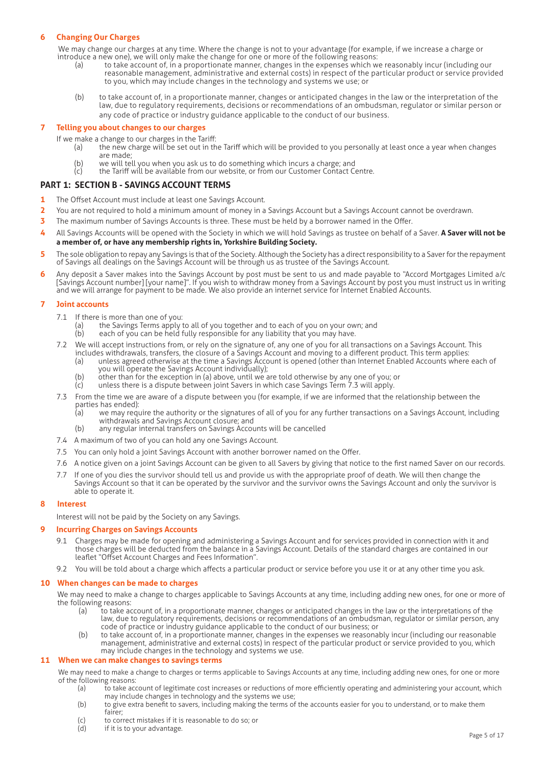### 6 Changing Our Charges

We may change our charges at any time. Where the change is not to your advantage (for example, if we increase a charge or introduce a new one), we will only make the change for one or more of the following reasons:

(a) to take account of, in a proportionate manner, changes in the expenses which we reasonably incur (including our reasonable management, administrative and external costs) in respect of the particular product or service provided to you, which may include changes in the technology and systems we use; or

(b) to take account of, in a proportionate manner, changes or anticipated changes in the law or the interpretation of the law, due to regulatory requirements, decisions or recommendations of an ombudsman, regulator or similar person or any code of practice or industry guidance applicable to the conduct of our business.

### 7 Telling you about changes to our charges

If we make a change to our charges in the Tariff:

(a) the new charge will be set out in the Tariff which will be provided to you personally at least once a year when changes are made;

(b) we will tell you when you ask us to do something which incurs a charge; and

(c) the Tariff will be available from our website, or from our Customer Contact Centre.

## PART 1: SECTION B - SAVINGS ACCOUNT TERMS

**1** The Offset Account must include at least one Savings Account.

**2** You are not required to hold a minimum amount of money in a Savings Account but a Savings Account cannot be overdrawn.

**3** The maximum number of Savings Accounts is three. These must be held by a borrower named in the Offer.

**4** All Savings Accounts will be opened with the Society in which we will hold Savings as trustee on behalf of a Saver. **A Saver will not be a member of, or have any membership rights in, Yorkshire Building Society.**

**5** The sole obligation to repay any Savings is that of the Society. Although the Society has a direct responsibility to a Saver for the repayment of Savings all dealings on the Savings Account will be through us as trustee of the Savings Account.

**6** Any deposit a Saver makes into the Savings Account by post must be sent to us and made payable to "Accord Mortgages Limited a/c [Savings Account number] [your name]". If you wish to withdraw money from a Savings Account by post you must instruct us in writing and we will arrange for payment to be made. We also provide an internet service for Internet Enabled Accounts.

### 7 Joint accounts

7.1 If there is more than one of you:

(a) the Savings Terms apply to all of you together and to each of you on your own; and

(b) each of you can be held fully responsible for any liability that you may have.

7.2 We will accept instructions from, or rely on the signature of, any one of you for all transactions on a Savings Account. This includes withdrawals, transfers, the closure of a Savings Account and moving to a different product. This term applies:

(a) unless agreed otherwise at the time a Savings Account is opened (other than Internet Enabled Accounts where each of you will operate the Savings Account individually);

(b) other than for the exception in (a) above, until we are told otherwise by any one of you; or

(c) unless there is a dispute between joint Savers in which case Savings Term 7.3 will apply.

7.3 From the time we are aware of a dispute between you (for example, if we are informed that the relationship between the parties has ended):

(a) we may require the authority or the signatures of all of you for any further transactions on a Savings Account, including withdrawals and Savings Account closure; and

(b) any regular internal transfers on Savings Accounts will be cancelled

7.4 A maximum of two of you can hold any one Savings Account.

7.5 You can only hold a joint Savings Account with another borrower named on the Offer.

7.6 A notice given on a joint Savings Account can be given to all Savers by giving that notice to the first named Saver on our records.

7.7 If one of you dies the survivor should tell us and provide us with the appropriate proof of death. We will then change the Savings Account so that it can be operated by the survivor and the survivor owns the Savings Account and only the survivor is able to operate it.

### 8 Interest

Interest will not be paid by the Society on any Savings.

### 9 Incurring Charges on Savings Accounts

9.1 Charges may be made for opening and administering a Savings Account and for services provided in connection with it and those charges will be deducted from the balance in a Savings Account. Details of the standard charges are contained in our leaflet "Offset Account Charges and Fees Information".

9.2 You will be told about a charge which affects a particular product or service before you use it or at any other time you ask.

### 10 When changes can be made to charges

We may need to make a change to charges applicable to Savings Accounts at any time, including adding new ones, for one or more of the following reasons:

(a) to take account of, in a proportionate manner, changes or anticipated changes in the law or the interpretations of the law, due to regulatory requirements, decisions or recommendations of an ombudsman, regulator or similar person, any code of practice or industry guidance applicable to the conduct of our business; or

(b) to take account of, in a proportionate manner, changes in the expenses we reasonably incur (including our reasonable management, administrative and external costs) in respect of the particular product or service provided to you, which may include changes in the technology and systems we use.

### 11 When we can make changes to savings terms

We may need to make a change to charges or terms applicable to Savings Accounts at any time, including adding new ones, for one or more of the following reasons:

(a) to take account of legitimate cost increases or reductions of more efficiently operating and administering your account, which may include changes in technology and the systems we use;

(b) to give extra benefit to savers, including making the terms of the accounts easier for you to understand, or to make them fairer;

(c) to correct mistakes if it is reasonable to do so; or

(d) if it is to your advantage.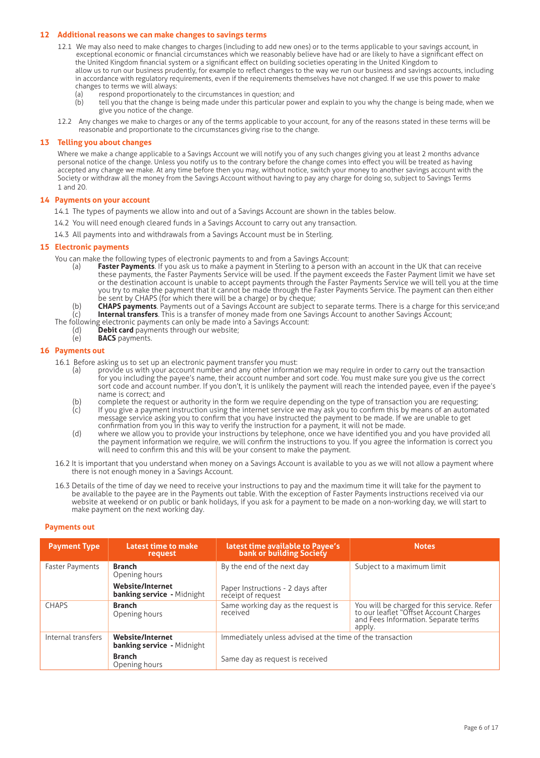## 12 Additional reasons we can make changes to savings terms

12.1 We may also need to make changes to charges (including to add new ones) or to the terms applicable to your savings account, in exceptional economic or financial circumstances which we reasonably believe have had or are likely to have a significant effect on the United Kingdom financial system or a significant effect on building societies operating in the United Kingdom to allow us to run our business prudently, for example to reflect changes to the way we run our business and savings accounts, including in accordance with regulatory requirements, even if the requirements themselves have not changed. If we use this power to make changes to terms we will always:

(a) respond proportionately to the circumstances in question; and

(b) tell you that the change is being made under this particular power and explain to you why the change is being made, when we give you notice of the change.

12.2 Any changes we make to charges or any of the terms applicable to your account, for any of the reasons stated in these terms will be reasonable and proportionate to the circumstances giving rise to the change.

## 13 Telling you about changes

Where we make a change applicable to a Savings Account we will notify you of any such changes giving you at least 2 months advance personal notice of the change. Unless you notify us to the contrary before the change comes into effect you will be treated as having accepted any change we make. At any time before then you may, without notice, switch your money to another savings account with the Society or withdraw all the money from the Savings Account without having to pay any charge for doing so, subject to Savings Terms 1 and 20.

## 14 Payments on your account

14.1 The types of payments we allow into and out of a Savings Account are shown in the tables below.

14.2 You will need enough cleared funds in a Savings Account to carry out any transaction.

14.3 All payments into and withdrawals from a Savings Account must be in Sterling.

## 15 Electronic payments

You can make the following types of electronic payments to and from a Savings Account:

(a) **Faster Payments**. If you ask us to make a payment in Sterling to a person with an account in the UK that can receive these payments, the Faster Payments Service will be used. If the payment exceeds the Faster Payment limit we have set or the destination account is unable to accept payments through the Faster Payments Service we will tell you at the time you try to make the payment that it cannot be made through the Faster Payments Service. The payment can then either be sent by CHAPS (for which there will be a charge) or by cheque;

(b) **CHAPS payments**. Payments out of a Savings Account are subject to separate terms. There is a charge for this service;and

(c) **Internal transfers**. This is a transfer of money made from one Savings Account to another Savings Account;

The following electronic payments can only be made into a Savings Account:

(d) **Debit card** payments through our website;

(e) **BACS** payments.

## 16 Payments out

16.1 Before asking us to set up an electronic payment transfer you must:

(a) provide us with your account number and any other information we may require in order to carry out the transaction for you including the payee's name, their account number and sort code. You must make sure you give us the correct sort code and account number. If you don't, it is unlikely the payment will reach the intended payee, even if the payee's name is correct; and

(b) complete the request or authority in the form we require depending on the type of transaction you are requesting;

(c) If you give a payment instruction using the internet service we may ask you to confirm this by means of an automated message service asking you to confirm that you have instructed the payment to be made. If we are unable to get confirmation from you in this way to verify the instruction for a payment, it will not be made.

(d) where we allow you to provide your instructions by telephone, once we have identified you and you have provided all the payment information we require, we will confirm the instructions to you. If you agree the information is correct you will need to confirm this and this will be your consent to make the payment.

16.2 It is important that you understand when money on a Savings Account is available to you as we will not allow a payment where there is not enough money in a Savings Account.

16.3 Details of the time of day we need to receive your instructions to pay and the maximum time it will take for the payment to be available to the payee are in the Payments out table. With the exception of Faster Payments instructions received via our website at weekend or on public or bank holidays, if you ask for a payment to be made on a non-working day, we will start to make payment on the next working day.

### Payments out

| Payment Type | Latest time to make request | latest time available to Payee's bank or building Society | Notes |
|---|---|---|---|
| Faster Payments | **Branch** Opening hours | By the end of the next day | Subject to a maximum limit |
| | **Website/Internet banking service** - Midnight | Paper Instructions - 2 days after receipt of request | |
| CHAPS | **Branch** Opening hours | Same working day as the request is received | You will be charged for this service. Refer to our leaflet "Offset Account Charges and Fees Information. Separate terms apply. |
| Internal transfers | **Website/Internet banking service** - Midnight | Immediately unless advised at the time of the transaction | |
| | **Branch** Opening hours | Same day as request is received | |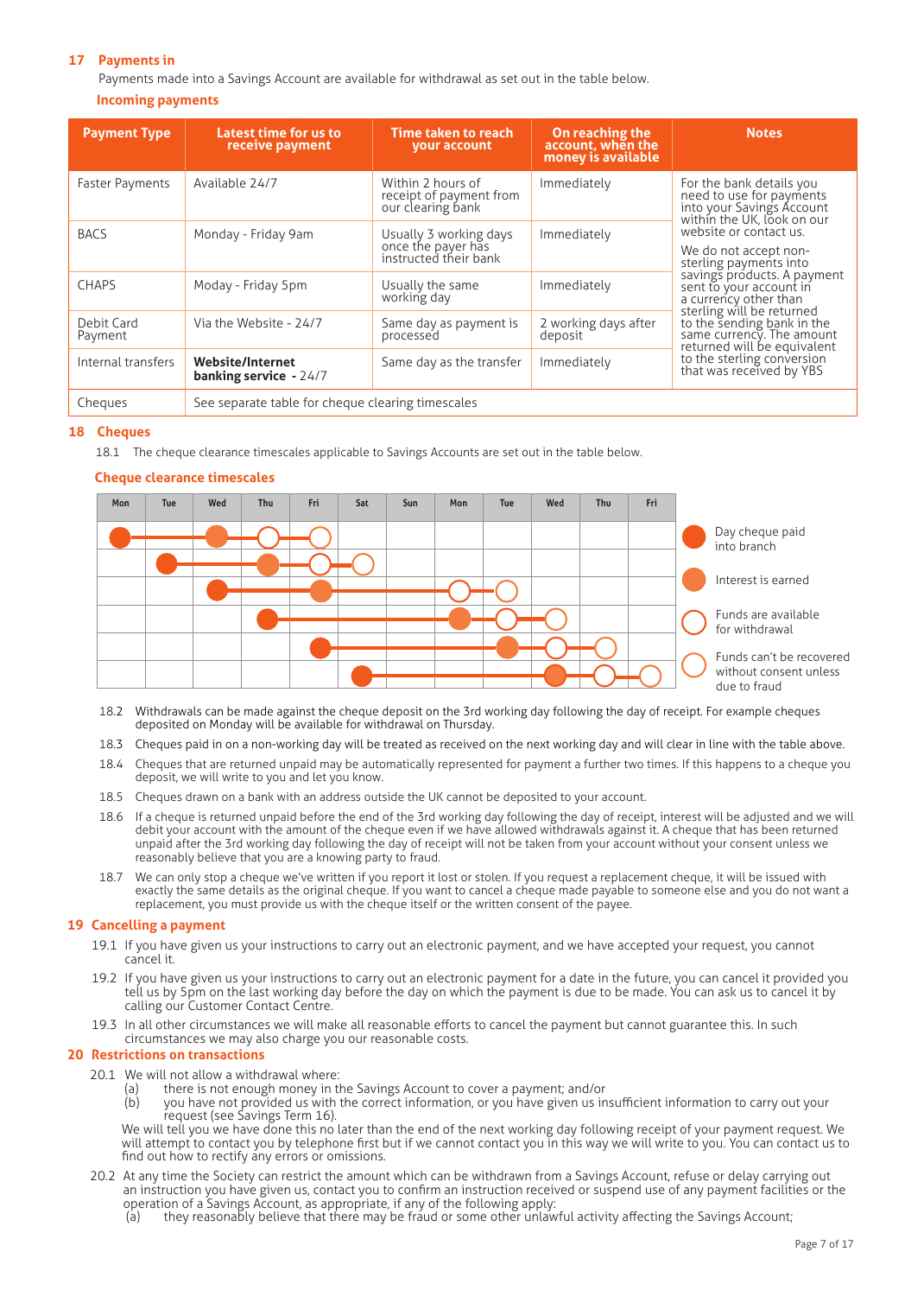## 17 Payments in

Payments made into a Savings Account are available for withdrawal as set out in the table below.

### Incoming payments

| Payment Type | Latest time for us to receive payment | Time taken to reach your account | On reaching the account, when the money is available | Notes |
|---|---|---|---|---|
| Faster Payments | Available 24/7 | Within 2 hours of receipt of payment from our clearing bank | Immediately | For the bank details you need to use for payments into your Savings Account within the UK, look on our website or contact us. We do not accept non-sterling payments into savings products. A payment sent to your account in a currency other than sterling will be returned to the sending bank in the same currency. The amount returned will be equivalent to the sterling conversion that was received by YBS |
| BACS | Monday - Friday 9am | Usually 3 working days once the payer has instructed their bank | Immediately | |
| CHAPS | Moday - Friday 5pm | Usually the same working day | Immediately | |
| Debit Card Payment | Via the Website - 24/7 | Same day as payment is processed | 2 working days after deposit | |
| Internal transfers | **Website/Internet banking service** - 24/7 | Same day as the transfer | Immediately | |
| Cheques | See separate table for cheque clearing timescales | | | |

## 18 Cheques

18.1 The cheque clearance timescales applicable to Savings Accounts are set out in the table below.

### Cheque clearance timescales

| Day cheque paid into branch | Interest is earned | Funds are available for withdrawal | Funds can't be recovered without consent unless due to fraud |
|---|---|---|---|
| Mon | Wed | Thu | Fri |
| Tue | Thu | Fri | Sat |
| Wed | Fri | Mon | Tue |
| Thu | Mon | Tue | Wed |
| Fri | Tue | Wed | Thu |
| Sat | Wed | Thu | Fri |

18.2 Withdrawals can be made against the cheque deposit on the 3rd working day following the day of receipt. For example cheques deposited on Monday will be available for withdrawal on Thursday.

18.3 Cheques paid in on a non-working day will be treated as received on the next working day and will clear in line with the table above.

18.4 Cheques that are returned unpaid may be automatically represented for payment a further two times. If this happens to a cheque you deposit, we will write to you and let you know.

18.5 Cheques drawn on a bank with an address outside the UK cannot be deposited to your account.

18.6 If a cheque is returned unpaid before the end of the 3rd working day following the day of receipt, interest will be adjusted and we will debit your account with the amount of the cheque even if we have allowed withdrawals against it. A cheque that has been returned unpaid after the 3rd working day following the day of receipt will not be taken from your account without your consent unless we reasonably believe that you are a knowing party to fraud.

18.7 We can only stop a cheque we've written if you report it lost or stolen. If you request a replacement cheque, it will be issued with exactly the same details as the original cheque. If you want to cancel a cheque made payable to someone else and you do not want a replacement, you must provide us with the cheque itself or the written consent of the payee.

## 19 Cancelling a payment

19.1 If you have given us your instructions to carry out an electronic payment, and we have accepted your request, you cannot cancel it.

19.2 If you have given us your instructions to carry out an electronic payment for a date in the future, you can cancel it provided you tell us by 5pm on the last working day before the day on which the payment is due to be made. You can ask us to cancel it by calling our Customer Contact Centre.

19.3 In all other circumstances we will make all reasonable efforts to cancel the payment but cannot guarantee this. In such circumstances we may also charge you our reasonable costs.

## 20 Restrictions on transactions

20.1 We will not allow a withdrawal where:

(a) there is not enough money in the Savings Account to cover a payment; and/or

(b) you have not provided us with the correct information, or you have given us insufficient information to carry out your request (see Savings Term 16).

We will tell you we have done this no later than the end of the next working day following receipt of your payment request. We will attempt to contact you by telephone first but if we cannot contact you in this way we will write to you. You can contact us to find out how to rectify any errors or omissions.

20.2 At any time the Society can restrict the amount which can be withdrawn from a Savings Account, refuse or delay carrying out an instruction you have given us, contact you to confirm an instruction received or suspend use of any payment facilities or the operation of a Savings Account, as appropriate, if any of the following apply:

(a) they reasonably believe that there may be fraud or some other unlawful activity affecting the Savings Account;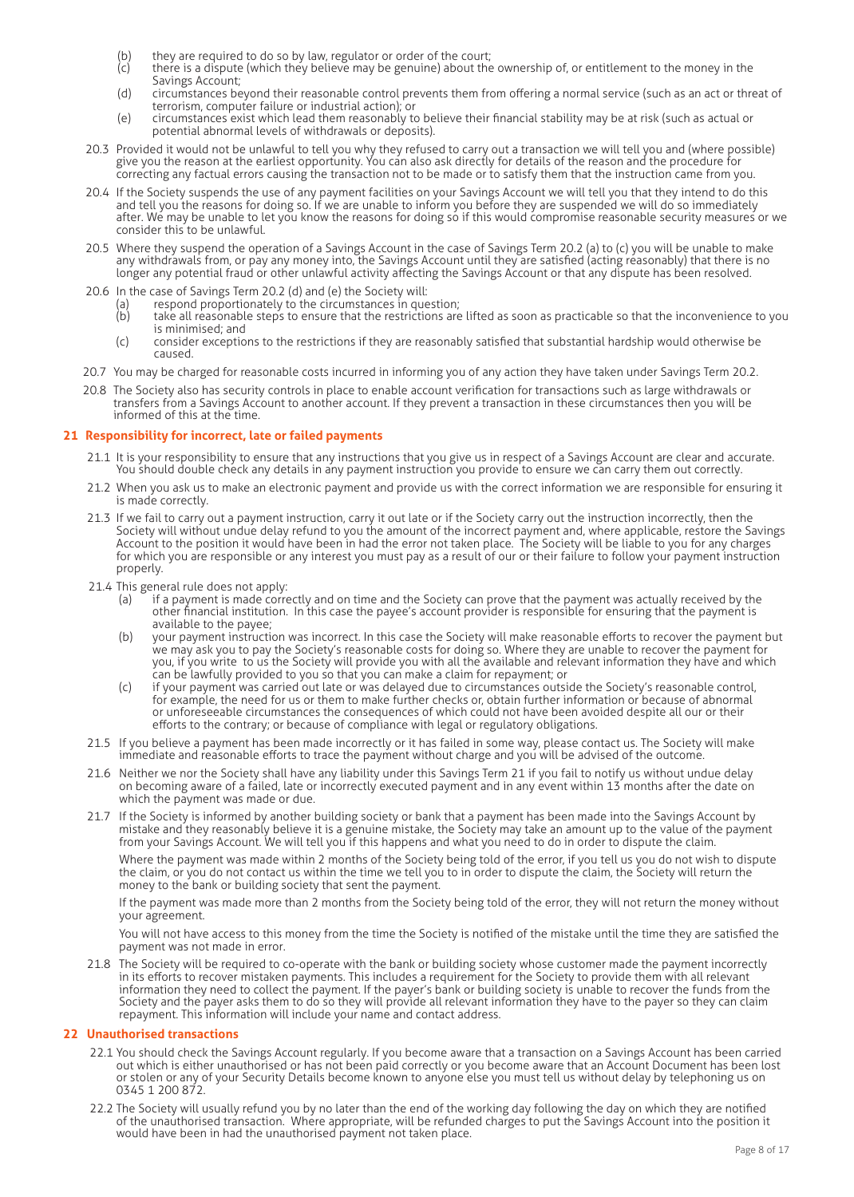(b) they are required to do so by law, regulator or order of the court;
(c) there is a dispute (which they believe may be genuine) about the ownership of, or entitlement to the money in the Savings Account;
(d) circumstances beyond their reasonable control prevents them from offering a normal service (such as an act or threat of terrorism, computer failure or industrial action); or
(e) circumstances exist which lead them reasonably to believe their financial stability may be at risk (such as actual or potential abnormal levels of withdrawals or deposits).

20.3 Provided it would not be unlawful to tell you why they refused to carry out a transaction we will tell you and (where possible) give you the reason at the earliest opportunity. You can also ask directly for details of the reason and the procedure for correcting any factual errors causing the transaction not to be made or to satisfy them that the instruction came from you.

20.4 If the Society suspends the use of any payment facilities on your Savings Account we will tell you that they intend to do this and tell you the reasons for doing so. If we are unable to inform you before they are suspended we will do so immediately after. We may be unable to let you know the reasons for doing so if this would compromise reasonable security measures or we consider this to be unlawful.

20.5 Where they suspend the operation of a Savings Account in the case of Savings Term 20.2 (a) to (c) you will be unable to make any withdrawals from, or pay any money into, the Savings Account until they are satisfied (acting reasonably) that there is no longer any potential fraud or other unlawful activity affecting the Savings Account or that any dispute has been resolved.

20.6 In the case of Savings Term 20.2 (d) and (e) the Society will:
(a) respond proportionately to the circumstances in question;
(b) take all reasonable steps to ensure that the restrictions are lifted as soon as practicable so that the inconvenience to you is minimised; and
(c) consider exceptions to the restrictions if they are reasonably satisfied that substantial hardship would otherwise be caused.

20.7 You may be charged for reasonable costs incurred in informing you of any action they have taken under Savings Term 20.2.

20.8 The Society also has security controls in place to enable account verification for transactions such as large withdrawals or transfers from a Savings Account to another account. If they prevent a transaction in these circumstances then you will be informed of this at the time.

## 21 Responsibility for incorrect, late or failed payments

21.1 It is your responsibility to ensure that any instructions that you give us in respect of a Savings Account are clear and accurate. You should double check any details in any payment instruction you provide to ensure we can carry them out correctly.

21.2 When you ask us to make an electronic payment and provide us with the correct information we are responsible for ensuring it is made correctly.

21.3 If we fail to carry out a payment instruction, carry it out late or if the Society carry out the instruction incorrectly, then the Society will without undue delay refund to you the amount of the incorrect payment and, where applicable, restore the Savings Account to the position it would have been in had the error not taken place. The Society will be liable to you for any charges for which you are responsible or any interest you must pay as a result of our or their failure to follow your payment instruction properly.

21.4 This general rule does not apply:
(a) if a payment is made correctly and on time and the Society can prove that the payment was actually received by the other financial institution. In this case the payee's account provider is responsible for ensuring that the payment is available to the payee;
(b) your payment instruction was incorrect. In this case the Society will make reasonable efforts to recover the payment but we may ask you to pay the Society's reasonable costs for doing so. Where they are unable to recover the payment for you, if you write to us the Society will provide you with all the available and relevant information they have and which can be lawfully provided to you so that you can make a claim for repayment; or
(c) if your payment was carried out late or was delayed due to circumstances outside the Society's reasonable control, for example, the need for us or them to make further checks or, obtain further information or because of abnormal or unforeseeable circumstances the consequences of which could not have been avoided despite all our or their efforts to the contrary; or because of compliance with legal or regulatory obligations.

21.5 If you believe a payment has been made incorrectly or it has failed in some way, please contact us. The Society will make immediate and reasonable efforts to trace the payment without charge and you will be advised of the outcome.

21.6 Neither we nor the Society shall have any liability under this Savings Term 21 if you fail to notify us without undue delay on becoming aware of a failed, late or incorrectly executed payment and in any event within 13 months after the date on which the payment was made or due.

21.7 If the Society is informed by another building society or bank that a payment has been made into the Savings Account by mistake and they reasonably believe it is a genuine mistake, the Society may take an amount up to the value of the payment from your Savings Account. We will tell you if this happens and what you need to do in order to dispute the claim.

Where the payment was made within 2 months of the Society being told of the error, if you tell us you do not wish to dispute the claim, or you do not contact us within the time we tell you to in order to dispute the claim, the Society will return the money to the bank or building society that sent the payment.

If the payment was made more than 2 months from the Society being told of the error, they will not return the money without your agreement.

You will not have access to this money from the time the Society is notified of the mistake until the time they are satisfied the payment was not made in error.

21.8 The Society will be required to co-operate with the bank or building society whose customer made the payment incorrectly in its efforts to recover mistaken payments. This includes a requirement for the Society to provide them with all relevant information they need to collect the payment. If the payer's bank or building society is unable to recover the funds from the Society and the payer asks them to do so they will provide all relevant information they have to the payer so they can claim repayment. This information will include your name and contact address.

## 22 Unauthorised transactions

22.1 You should check the Savings Account regularly. If you become aware that a transaction on a Savings Account has been carried out which is either unauthorised or has not been paid correctly or you become aware that an Account Document has been lost or stolen or any of your Security Details become known to anyone else you must tell us without delay by telephoning us on 0345 1 200 872.

22.2 The Society will usually refund you by no later than the end of the working day following the day on which they are notified of the unauthorised transaction. Where appropriate, will be refunded charges to put the Savings Account into the position it would have been in had the unauthorised payment not taken place.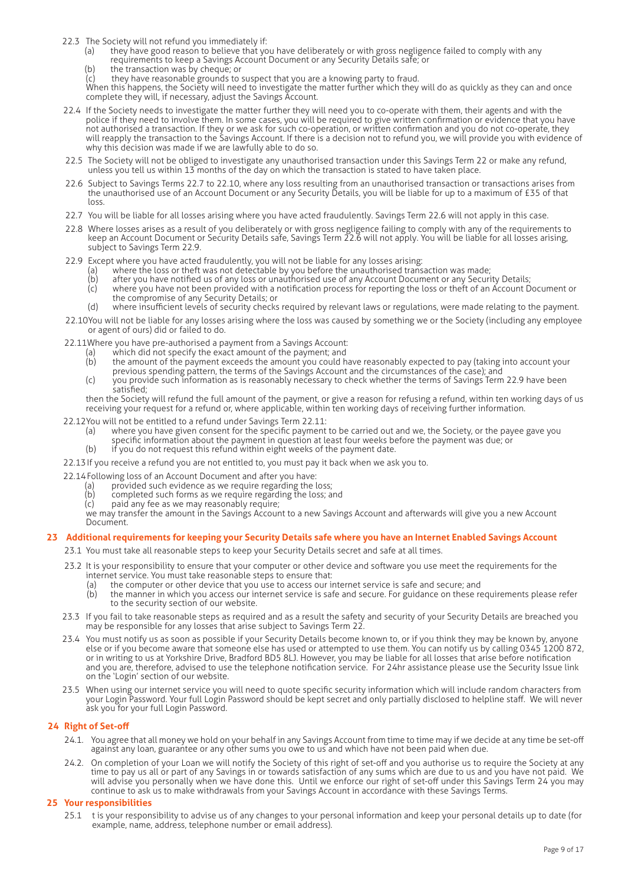22.3 The Society will not refund you immediately if:
   (a) they have good reason to believe that you have deliberately or with gross negligence failed to comply with any requirements to keep a Savings Account Document or any Security Details safe; or
   (b) the transaction was by cheque; or
   (c) they have reasonable grounds to suspect that you are a knowing party to fraud.

   When this happens, the Society will need to investigate the matter further which they will do as quickly as they can and once complete they will, if necessary, adjust the Savings Account.

22.4 If the Society needs to investigate the matter further they will need you to co-operate with them, their agents and with the police if they need to involve them. In some cases, you will be required to give written confirmation or evidence that you have not authorised a transaction. If they or we ask for such co-operation, or written confirmation and you do not co-operate, they will reapply the transaction to the Savings Account. If there is a decision not to refund you, we will provide you with evidence of why this decision was made if we are lawfully able to do so.

22.5 The Society will not be obliged to investigate any unauthorised transaction under this Savings Term 22 or make any refund, unless you tell us within 13 months of the day on which the transaction is stated to have taken place.

22.6 Subject to Savings Terms 22.7 to 22.10, where any loss resulting from an unauthorised transaction or transactions arises from the unauthorised use of an Account Document or any Security Details, you will be liable for up to a maximum of £35 of that loss.

22.7 You will be liable for all losses arising where you have acted fraudulently. Savings Term 22.6 will not apply in this case.

22.8 Where losses arises as a result of you deliberately or with gross negligence failing to comply with any of the requirements to keep an Account Document or Security Details safe, Savings Term 22.6 will not apply. You will be liable for all losses arising, subject to Savings Term 22.9.

22.9 Except where you have acted fraudulently, you will not be liable for any losses arising:
   (a) where the loss or theft was not detectable by you before the unauthorised transaction was made;
   (b) after you have notified us of any loss or unauthorised use of any Account Document or any Security Details;
   (c) where you have not been provided with a notification process for reporting the loss or theft of an Account Document or the compromise of any Security Details; or
   (d) where insufficient levels of security checks required by relevant laws or regulations, were made relating to the payment.

22.10 You will not be liable for any losses arising where the loss was caused by something we or the Society (including any employee or agent of ours) did or failed to do.

22.11 Where you have pre-authorised a payment from a Savings Account:
   (a) which did not specify the exact amount of the payment; and
   (b) the amount of the payment exceeds the amount you could have reasonably expected to pay (taking into account your previous spending pattern, the terms of the Savings Account and the circumstances of the case); and
   (c) you provide such information as is reasonably necessary to check whether the terms of Savings Term 22.9 have been satisfied;

   then the Society will refund the full amount of the payment, or give a reason for refusing a refund, within ten working days of us receiving your request for a refund or, where applicable, within ten working days of receiving further information.

22.12 You will not be entitled to a refund under Savings Term 22.11:
   (a) where you have given consent for the specific payment to be carried out and we, the Society, or the payee gave you specific information about the payment in question at least four weeks before the payment was due; or
   (b) if you do not request this refund within eight weeks of the payment date.

22.13 If you receive a refund you are not entitled to, you must pay it back when we ask you to.

22.14 Following loss of an Account Document and after you have:
   (a) provided such evidence as we require regarding the loss;
   (b) completed such forms as we require regarding the loss; and
   (c) paid any fee as we may reasonably require;

   we may transfer the amount in the Savings Account to a new Savings Account and afterwards will give you a new Account Document.

## 23 Additional requirements for keeping your Security Details safe where you have an Internet Enabled Savings Account

23.1 You must take all reasonable steps to keep your Security Details secret and safe at all times.

23.2 It is your responsibility to ensure that your computer or other device and software you use meet the requirements for the internet service. You must take reasonable steps to ensure that:
   (a) the computer or other device that you use to access our internet service is safe and secure; and
   (b) the manner in which you access our internet service is safe and secure. For guidance on these requirements please refer to the security section of our website.

23.3 If you fail to take reasonable steps as required and as a result the safety and security of your Security Details are breached you may be responsible for any losses that arise subject to Savings Term 22.

23.4 You must notify us as soon as possible if your Security Details become known to, or if you think they may be known by, anyone else or if you become aware that someone else has used or attempted to use them. You can notify us by calling 0345 1200 872, or in writing to us at Yorkshire Drive, Bradford BD5 8LJ. However, you may be liable for all losses that arise before notification and you are, therefore, advised to use the telephone notification service. For 24hr assistance please use the Security Issue link on the 'Login' section of our website.

23.5 When using our internet service you will need to quote specific security information which will include random characters from your Login Password. Your full Login Password should be kept secret and only partially disclosed to helpline staff. We will never ask you for your full Login Password.

## 24 Right of Set-off

24.1. You agree that all money we hold on your behalf in any Savings Account from time to time may if we decide at any time be set-off against any loan, guarantee or any other sums you owe to us and which have not been paid when due.

24.2. On completion of your Loan we will notify the Society of this right of set-off and you authorise us to require the Society at any time to pay us all or part of any Savings in or towards satisfaction of any sums which are due to us and you have not paid. We will advise you personally when we have done this. Until we enforce our right of set-off under this Savings Term 24 you may continue to ask us to make withdrawals from your Savings Account in accordance with these Savings Terms.

## 25 Your responsibilities

25.1 t is your responsibility to advise us of any changes to your personal information and keep your personal details up to date (for example, name, address, telephone number or email address).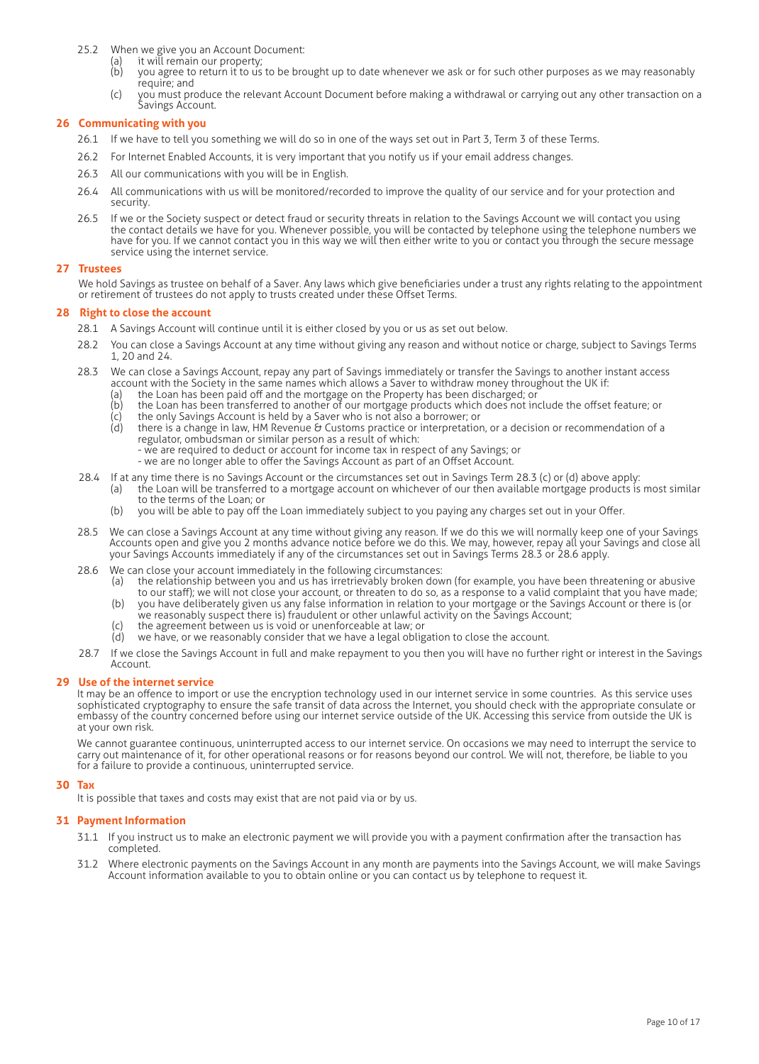25.2 When we give you an Account Document:

- (a) it will remain our property;
- (b) you agree to return it to us to be brought up to date whenever we ask or for such other purposes as we may reasonably require; and
- (c) you must produce the relevant Account Document before making a withdrawal or carrying out any other transaction on a Savings Account.

## 26 Communicating with you

26.1 If we have to tell you something we will do so in one of the ways set out in Part 3, Term 3 of these Terms.

26.2 For Internet Enabled Accounts, it is very important that you notify us if your email address changes.

26.3 All our communications with you will be in English.

26.4 All communications with us will be monitored/recorded to improve the quality of our service and for your protection and security.

26.5 If we or the Society suspect or detect fraud or security threats in relation to the Savings Account we will contact you using the contact details we have for you. Whenever possible, you will be contacted by telephone using the telephone numbers we have for you. If we cannot contact you in this way we will then either write to you or contact you through the secure message service using the internet service.

## 27 Trustees

We hold Savings as trustee on behalf of a Saver. Any laws which give beneficiaries under a trust any rights relating to the appointment or retirement of trustees do not apply to trusts created under these Offset Terms.

## 28 Right to close the account

28.1 A Savings Account will continue until it is either closed by you or us as set out below.

28.2 You can close a Savings Account at any time without giving any reason and without notice or charge, subject to Savings Terms 1, 20 and 24.

28.3 We can close a Savings Account, repay any part of Savings immediately or transfer the Savings to another instant access account with the Society in the same names which allows a Saver to withdraw money throughout the UK if:

- (a) the Loan has been paid off and the mortgage on the Property has been discharged; or
- (b) the Loan has been transferred to another of our mortgage products which does not include the offset feature; or
- (c) the only Savings Account is held by a Saver who is not also a borrower; or
- (d) there is a change in law, HM Revenue & Customs practice or interpretation, or a decision or recommendation of a regulator, ombudsman or similar person as a result of which:
  - we are required to deduct or account for income tax in respect of any Savings; or
  - we are no longer able to offer the Savings Account as part of an Offset Account.

28.4 If at any time there is no Savings Account or the circumstances set out in Savings Term 28.3 (c) or (d) above apply:

- (a) the Loan will be transferred to a mortgage account on whichever of our then available mortgage products is most similar to the terms of the Loan; or
- (b) you will be able to pay off the Loan immediately subject to you paying any charges set out in your Offer.

28.5 We can close a Savings Account at any time without giving any reason. If we do this we will normally keep one of your Savings Accounts open and give you 2 months advance notice before we do this. We may, however, repay all your Savings and close all your Savings Accounts immediately if any of the circumstances set out in Savings Terms 28.3 or 28.6 apply.

28.6 We can close your account immediately in the following circumstances:

- (a) the relationship between you and us has irretrievably broken down (for example, you have been threatening or abusive to our staff); we will not close your account, or threaten to do so, as a response to a valid complaint that you have made;
- (b) you have deliberately given us any false information in relation to your mortgage or the Savings Account or there is (or we reasonably suspect there is) fraudulent or other unlawful activity on the Savings Account;
- (c) the agreement between us is void or unenforceable at law; or
- (d) we have, or we reasonably consider that we have a legal obligation to close the account.

28.7 If we close the Savings Account in full and make repayment to you then you will have no further right or interest in the Savings Account.

## 29 Use of the internet service

It may be an offence to import or use the encryption technology used in our internet service in some countries. As this service uses sophisticated cryptography to ensure the safe transit of data across the Internet, you should check with the appropriate consulate or embassy of the country concerned before using our internet service outside of the UK. Accessing this service from outside the UK is at your own risk.

We cannot guarantee continuous, uninterrupted access to our internet service. On occasions we may need to interrupt the service to carry out maintenance of it, for other operational reasons or for reasons beyond our control. We will not, therefore, be liable to you for a failure to provide a continuous, uninterrupted service.

## 30 Tax

It is possible that taxes and costs may exist that are not paid via or by us.

## 31 Payment Information

31.1 If you instruct us to make an electronic payment we will provide you with a payment confirmation after the transaction has completed.

31.2 Where electronic payments on the Savings Account in any month are payments into the Savings Account, we will make Savings Account information available to you to obtain online or you can contact us by telephone to request it.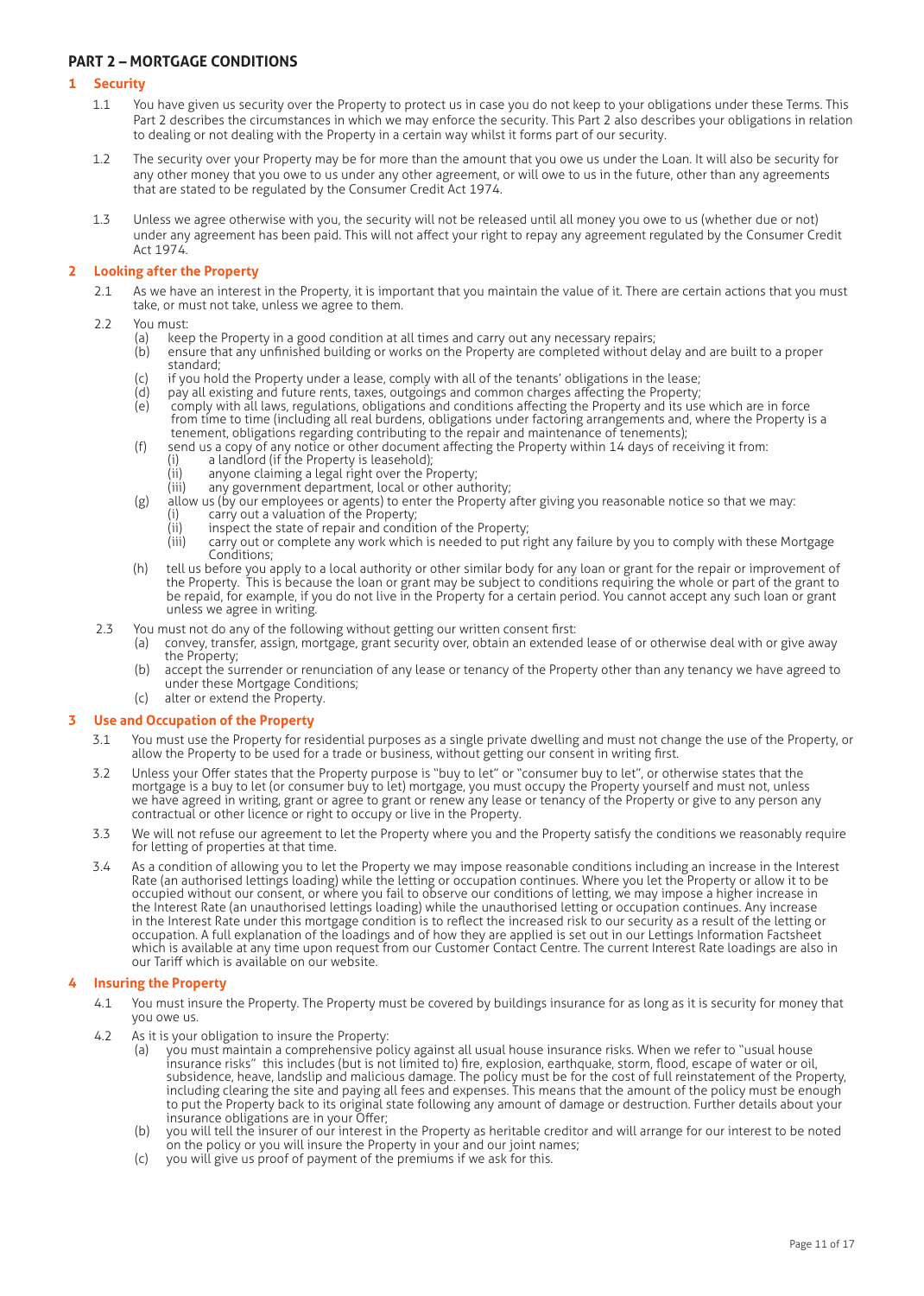## PART 2 – MORTGAGE CONDITIONS

### 1 Security

1.1 You have given us security over the Property to protect us in case you do not keep to your obligations under these Terms. This Part 2 describes the circumstances in which we may enforce the security. This Part 2 also describes your obligations in relation to dealing or not dealing with the Property in a certain way whilst it forms part of our security.

1.2 The security over your Property may be for more than the amount that you owe us under the Loan. It will also be security for any other money that you owe to us under any other agreement, or will owe to us in the future, other than any agreements that are stated to be regulated by the Consumer Credit Act 1974.

1.3 Unless we agree otherwise with you, the security will not be released until all money you owe to us (whether due or not) under any agreement has been paid. This will not affect your right to repay any agreement regulated by the Consumer Credit Act 1974.

### 2 Looking after the Property

2.1 As we have an interest in the Property, it is important that you maintain the value of it. There are certain actions that you must take, or must not take, unless we agree to them.

2.2 You must:

- (a) keep the Property in a good condition at all times and carry out any necessary repairs;
- (b) ensure that any unfinished building or works on the Property are completed without delay and are built to a proper standard;
- (c) if you hold the Property under a lease, comply with all of the tenants' obligations in the lease;
- (d) pay all existing and future rents, taxes, outgoings and common charges affecting the Property;
- (e) comply with all laws, regulations, obligations and conditions affecting the Property and its use which are in force from time to time (including all real burdens, obligations under factoring arrangements and, where the Property is a tenement, obligations regarding contributing to the repair and maintenance of tenements);
- (f) send us a copy of any notice or other document affecting the Property within 14 days of receiving it from:
  - (i) a landlord (if the Property is leasehold);
  - (ii) anyone claiming a legal right over the Property;
  - (iii) any government department, local or other authority;
- (g) allow us (by our employees or agents) to enter the Property after giving you reasonable notice so that we may:
  - (i) carry out a valuation of the Property;
  - (ii) inspect the state of repair and condition of the Property;
  - (iii) carry out or complete any work which is needed to put right any failure by you to comply with these Mortgage Conditions;
- (h) tell us before you apply to a local authority or other similar body for any loan or grant for the repair or improvement of the Property. This is because the loan or grant may be subject to conditions requiring the whole or part of the grant to be repaid, for example, if you do not live in the Property for a certain period. You cannot accept any such loan or grant unless we agree in writing.

2.3 You must not do any of the following without getting our written consent first:

- (a) convey, transfer, assign, mortgage, grant security over, obtain an extended lease of or otherwise deal with or give away the Property;
- (b) accept the surrender or renunciation of any lease or tenancy of the Property other than any tenancy we have agreed to under these Mortgage Conditions;
- (c) alter or extend the Property.

### 3 Use and Occupation of the Property

3.1 You must use the Property for residential purposes as a single private dwelling and must not change the use of the Property, or allow the Property to be used for a trade or business, without getting our consent in writing first.

3.2 Unless your Offer states that the Property purpose is "buy to let" or "consumer buy to let", or otherwise states that the mortgage is a buy to let (or consumer buy to let) mortgage, you must occupy the Property yourself and must not, unless we have agreed in writing, grant or agree to grant or renew any lease or tenancy of the Property or give to any person any contractual or other licence or right to occupy or live in the Property.

3.3 We will not refuse our agreement to let the Property where you and the Property satisfy the conditions we reasonably require for letting of properties at that time.

3.4 As a condition of allowing you to let the Property we may impose reasonable conditions including an increase in the Interest Rate (an authorised lettings loading) while the letting or occupation continues. Where you let the Property or allow it to be occupied without our consent, or where you fail to observe our conditions of letting, we may impose a higher increase in the Interest Rate (an unauthorised lettings loading) while the unauthorised letting or occupation continues. Any increase in the Interest Rate under this mortgage condition is to reflect the increased risk to our security as a result of the letting or occupation. A full explanation of the loadings and of how they are applied is set out in our Lettings Information Factsheet which is available at any time upon request from our Customer Contact Centre. The current Interest Rate loadings are also in our Tariff which is available on our website.

### 4 Insuring the Property

4.1 You must insure the Property. The Property must be covered by buildings insurance for as long as it is security for money that you owe us.

4.2 As it is your obligation to insure the Property:

- (a) you must maintain a comprehensive policy against all usual house insurance risks. When we refer to "usual house insurance risks" this includes (but is not limited to) fire, explosion, earthquake, storm, flood, escape of water or oil, subsidence, heave, landslip and malicious damage. The policy must be for the cost of full reinstatement of the Property, including clearing the site and paying all fees and expenses. This means that the amount of the policy must be enough to put the Property back to its original state following any amount of damage or destruction. Further details about your insurance obligations are in your Offer;
- (b) you will tell the insurer of our interest in the Property as heritable creditor and will arrange for our interest to be noted on the policy or you will insure the Property in your and our joint names;
- (c) you will give us proof of payment of the premiums if we ask for this.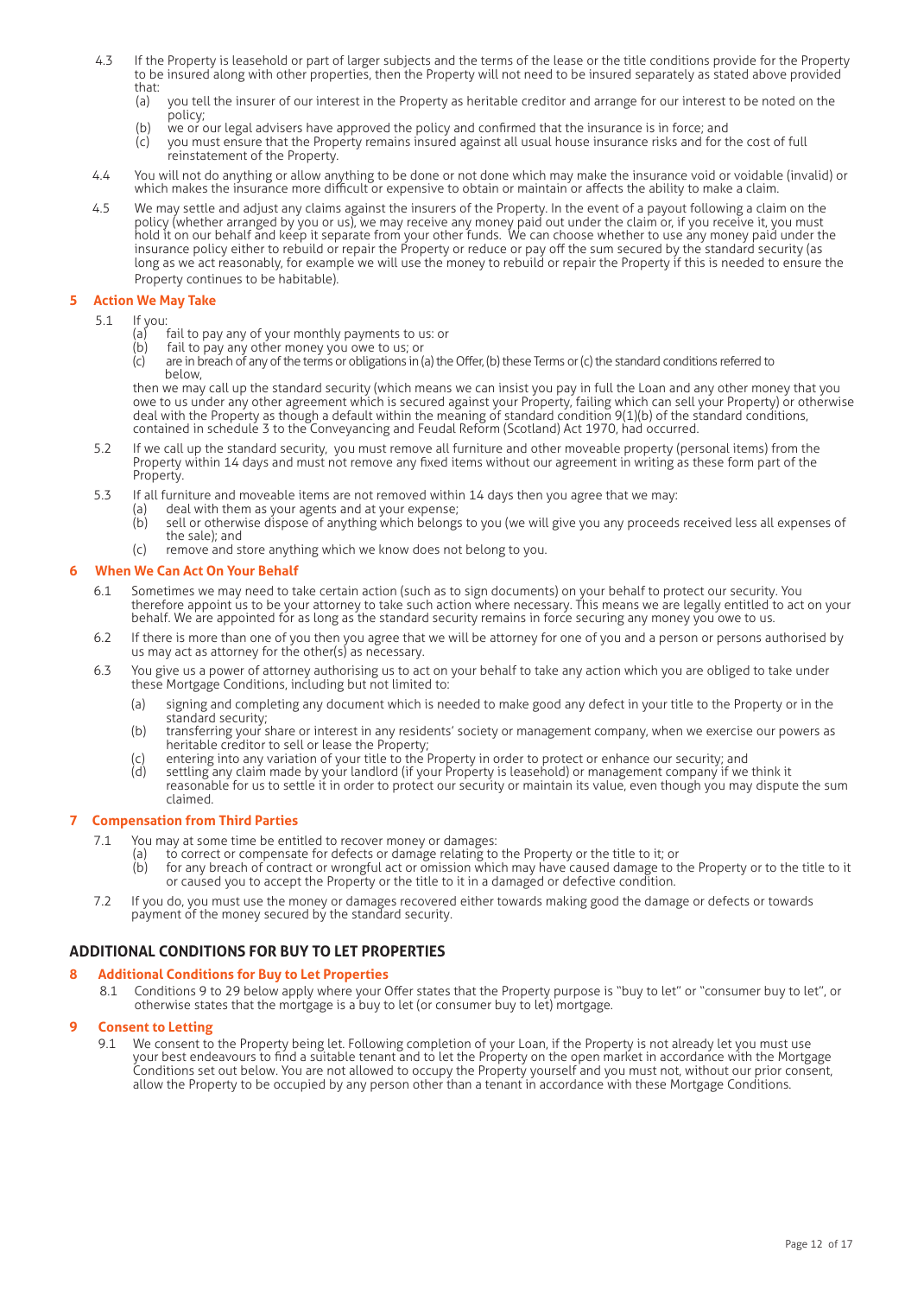4.3 If the Property is leasehold or part of larger subjects and the terms of the lease or the title conditions provide for the Property to be insured along with other properties, then the Property will not need to be insured separately as stated above provided that:

   (a) you tell the insurer of our interest in the Property as heritable creditor and arrange for our interest to be noted on the policy;
   (b) we or our legal advisers have approved the policy and confirmed that the insurance is in force; and
   (c) you must ensure that the Property remains insured against all usual house insurance risks and for the cost of full reinstatement of the Property.

4.4 You will not do anything or allow anything to be done or not done which may make the insurance void or voidable (invalid) or which makes the insurance more difficult or expensive to obtain or maintain or affects the ability to make a claim.

4.5 We may settle and adjust any claims against the insurers of the Property. In the event of a payout following a claim on the policy (whether arranged by you or us), we may receive any money paid out under the claim or, if you receive it, you must hold it on our behalf and keep it separate from your other funds. We can choose whether to use any money paid under the insurance policy either to rebuild or repair the Property or reduce or pay off the sum secured by the standard security (as long as we act reasonably, for example we will use the money to rebuild or repair the Property if this is needed to ensure the Property continues to be habitable).

## 5 Action We May Take

5.1 If you:

   (a) fail to pay any of your monthly payments to us: or
   (b) fail to pay any other money you owe to us; or
   (c) are in breach of any of the terms or obligations in (a) the Offer, (b) these Terms or (c) the standard conditions referred to below,

   then we may call up the standard security (which means we can insist you pay in full the Loan and any other money that you owe to us under any other agreement which is secured against your Property, failing which can sell your Property) or otherwise deal with the Property as though a default within the meaning of standard condition 9(1)(b) of the standard conditions, contained in schedule 3 to the Conveyancing and Feudal Reform (Scotland) Act 1970, had occurred.

5.2 If we call up the standard security, you must remove all furniture and other moveable property (personal items) from the Property within 14 days and must not remove any fixed items without our agreement in writing as these form part of the Property.

5.3 If all furniture and moveable items are not removed within 14 days then you agree that we may:

   (a) deal with them as your agents and at your expense;
   (b) sell or otherwise dispose of anything which belongs to you (we will give you any proceeds received less all expenses of the sale); and
   (c) remove and store anything which we know does not belong to you.

## 6 When We Can Act On Your Behalf

6.1 Sometimes we may need to take certain action (such as to sign documents) on your behalf to protect our security. You therefore appoint us to be your attorney to take such action where necessary. This means we are legally entitled to act on your behalf. We are appointed for as long as the standard security remains in force securing any money you owe to us.

6.2 If there is more than one of you then you agree that we will be attorney for one of you and a person or persons authorised by us may act as attorney for the other(s) as necessary.

6.3 You give us a power of attorney authorising us to act on your behalf to take any action which you are obliged to take under these Mortgage Conditions, including but not limited to:

   (a) signing and completing any document which is needed to make good any defect in your title to the Property or in the standard security;
   (b) transferring your share or interest in any residents' society or management company, when we exercise our powers as heritable creditor to sell or lease the Property;
   (c) entering into any variation of your title to the Property in order to protect or enhance our security; and
   (d) settling any claim made by your landlord (if your Property is leasehold) or management company if we think it reasonable for us to settle it in order to protect our security or maintain its value, even though you may dispute the sum claimed.

## 7 Compensation from Third Parties

7.1 You may at some time be entitled to recover money or damages:

   (a) to correct or compensate for defects or damage relating to the Property or the title to it; or
   (b) for any breach of contract or wrongful act or omission which may have caused damage to the Property or to the title to it or caused you to accept the Property or the title to it in a damaged or defective condition.

7.2 If you do, you must use the money or damages recovered either towards making good the damage or defects or towards payment of the money secured by the standard security.

# ADDITIONAL CONDITIONS FOR BUY TO LET PROPERTIES

## 8 Additional Conditions for Buy to Let Properties

8.1 Conditions 9 to 29 below apply where your Offer states that the Property purpose is "buy to let" or "consumer buy to let", or otherwise states that the mortgage is a buy to let (or consumer buy to let) mortgage.

## 9 Consent to Letting

9.1 We consent to the Property being let. Following completion of your Loan, if the Property is not already let you must use your best endeavours to find a suitable tenant and to let the Property on the open market in accordance with the Mortgage Conditions set out below. You are not allowed to occupy the Property yourself and you must not, without our prior consent, allow the Property to be occupied by any person other than a tenant in accordance with these Mortgage Conditions.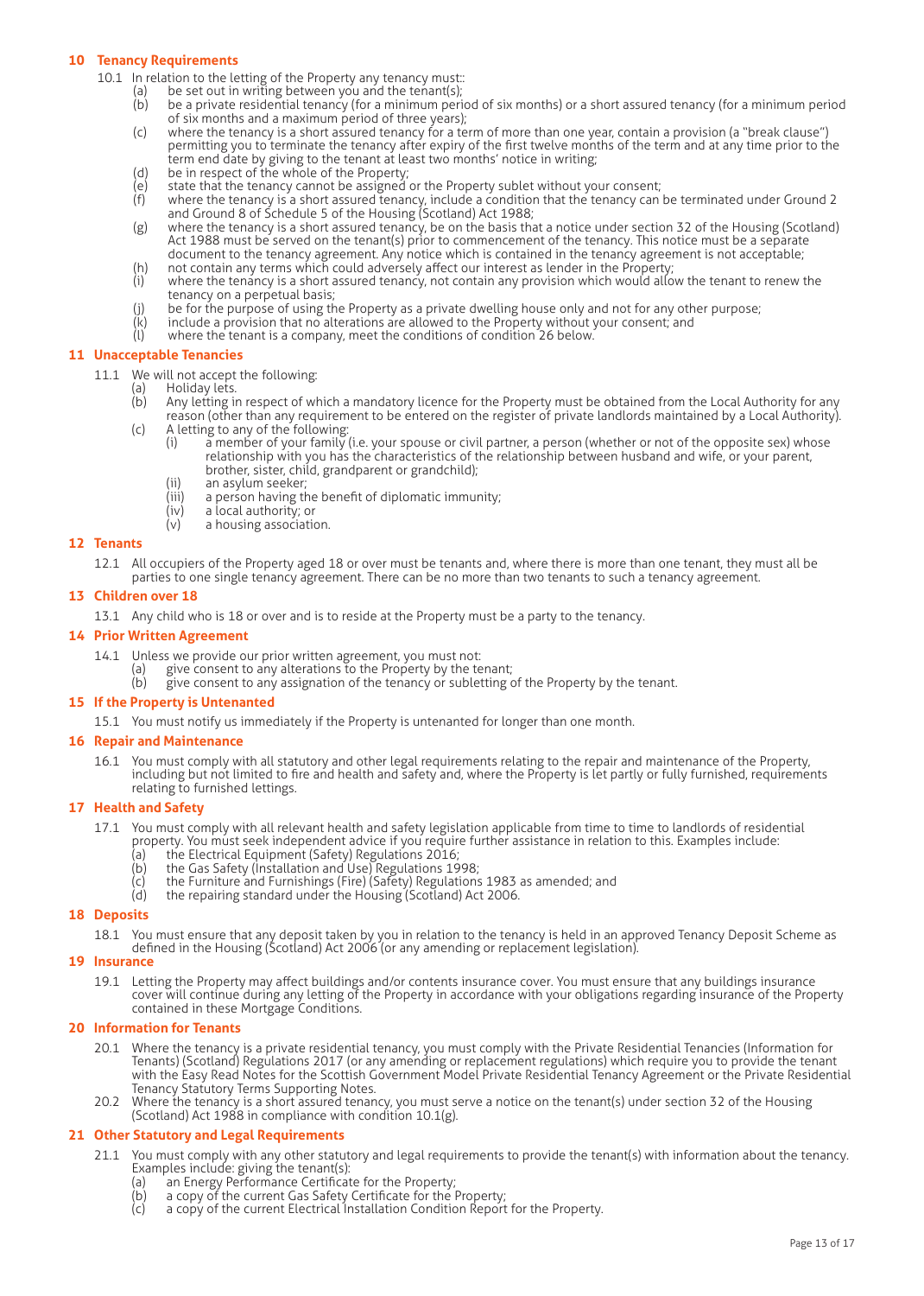## 10 Tenancy Requirements

10.1 In relation to the letting of the Property any tenancy must::

- (a) be set out in writing between you and the tenant(s);
- (b) be a private residential tenancy (for a minimum period of six months) or a short assured tenancy (for a minimum period of six months and a maximum period of three years);
- (c) where the tenancy is a short assured tenancy for a term of more than one year, contain a provision (a "break clause") permitting you to terminate the tenancy after expiry of the first twelve months of the term and at any time prior to the term end date by giving to the tenant at least two months' notice in writing;
- (d) be in respect of the whole of the Property;
- (e) state that the tenancy cannot be assigned or the Property sublet without your consent;
- (f) where the tenancy is a short assured tenancy, include a condition that the tenancy can be terminated under Ground 2 and Ground 8 of Schedule 5 of the Housing (Scotland) Act 1988;
- (g) where the tenancy is a short assured tenancy, be on the basis that a notice under section 32 of the Housing (Scotland) Act 1988 must be served on the tenant(s) prior to commencement of the tenancy. This notice must be a separate document to the tenancy agreement. Any notice which is contained in the tenancy agreement is not acceptable;
- (h) not contain any terms which could adversely affect our interest as lender in the Property;
- (i) where the tenancy is a short assured tenancy, not contain any provision which would allow the tenant to renew the tenancy on a perpetual basis;
- (j) be for the purpose of using the Property as a private dwelling house only and not for any other purpose;
- (k) include a provision that no alterations are allowed to the Property without your consent; and
- (l) where the tenant is a company, meet the conditions of condition 26 below.

## 11 Unacceptable Tenancies

11.1 We will not accept the following:

- (a) Holiday lets.
- (b) Any letting in respect of which a mandatory licence for the Property must be obtained from the Local Authority for any reason (other than any requirement to be entered on the register of private landlords maintained by a Local Authority).
- (c) A letting to any of the following:
  - (i) a member of your family (i.e. your spouse or civil partner, a person (whether or not of the opposite sex) whose relationship with you has the characteristics of the relationship between husband and wife, or your parent, brother, sister, child, grandparent or grandchild);
  - (ii) an asylum seeker;
  - (iii) a person having the benefit of diplomatic immunity;
  - (iv) a local authority; or
  - (v) a housing association.

## 12 Tenants

12.1 All occupiers of the Property aged 18 or over must be tenants and, where there is more than one tenant, they must all be parties to one single tenancy agreement. There can be no more than two tenants to such a tenancy agreement.

## 13 Children over 18

13.1 Any child who is 18 or over and is to reside at the Property must be a party to the tenancy.

## 14 Prior Written Agreement

14.1 Unless we provide our prior written agreement, you must not:

- (a) give consent to any alterations to the Property by the tenant;
- (b) give consent to any assignation of the tenancy or subletting of the Property by the tenant.

## 15 If the Property is Untenanted

15.1 You must notify us immediately if the Property is untenanted for longer than one month.

## 16 Repair and Maintenance

16.1 You must comply with all statutory and other legal requirements relating to the repair and maintenance of the Property, including but not limited to fire and health and safety and, where the Property is let partly or fully furnished, requirements relating to furnished lettings.

## 17 Health and Safety

17.1 You must comply with all relevant health and safety legislation applicable from time to time to landlords of residential property. You must seek independent advice if you require further assistance in relation to this. Examples include:

- (a) the Electrical Equipment (Safety) Regulations 2016;
- (b) the Gas Safety (Installation and Use) Regulations 1998;
- (c) the Furniture and Furnishings (Fire) (Safety) Regulations 1983 as amended; and
- (d) the repairing standard under the Housing (Scotland) Act 2006.

## 18 Deposits

18.1 You must ensure that any deposit taken by you in relation to the tenancy is held in an approved Tenancy Deposit Scheme as defined in the Housing (Scotland) Act 2006 (or any amending or replacement legislation).

## 19 Insurance

19.1 Letting the Property may affect buildings and/or contents insurance cover. You must ensure that any buildings insurance cover will continue during any letting of the Property in accordance with your obligations regarding insurance of the Property contained in these Mortgage Conditions.

## 20 Information for Tenants

20.1 Where the tenancy is a private residential tenancy, you must comply with the Private Residential Tenancies (Information for Tenants) (Scotland) Regulations 2017 (or any amending or replacement regulations) which require you to provide the tenant with the Easy Read Notes for the Scottish Government Model Private Residential Tenancy Agreement or the Private Residential Tenancy Statutory Terms Supporting Notes.

20.2 Where the tenancy is a short assured tenancy, you must serve a notice on the tenant(s) under section 32 of the Housing (Scotland) Act 1988 in compliance with condition 10.1(g).

## 21 Other Statutory and Legal Requirements

21.1 You must comply with any other statutory and legal requirements to provide the tenant(s) with information about the tenancy. Examples include: giving the tenant(s):

- (a) an Energy Performance Certificate for the Property;
- (b) a copy of the current Gas Safety Certificate for the Property;
- (c) a copy of the current Electrical Installation Condition Report for the Property.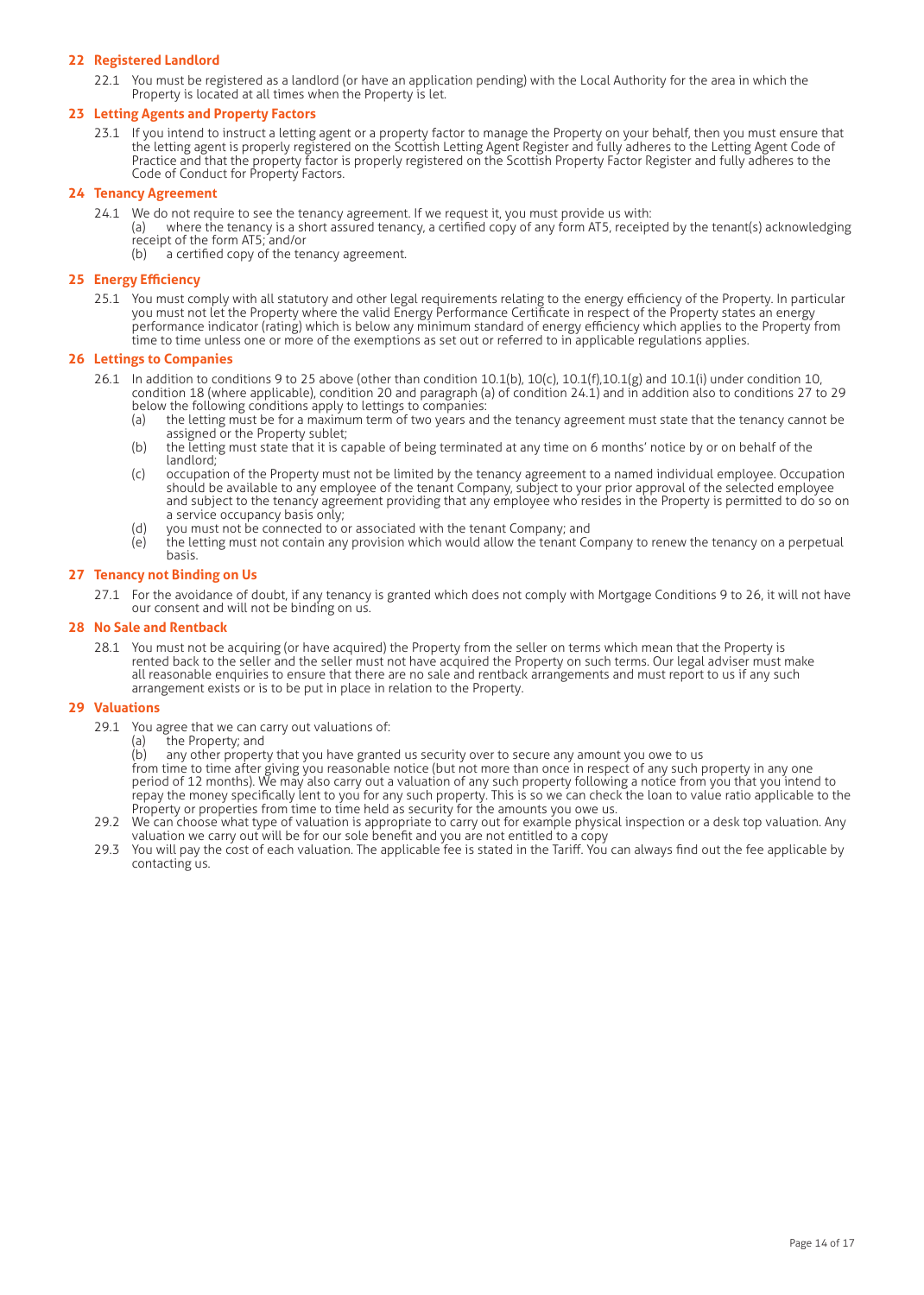## 22 Registered Landlord

22.1 You must be registered as a landlord (or have an application pending) with the Local Authority for the area in which the Property is located at all times when the Property is let.

## 23 Letting Agents and Property Factors

23.1 If you intend to instruct a letting agent or a property factor to manage the Property on your behalf, then you must ensure that the letting agent is properly registered on the Scottish Letting Agent Register and fully adheres to the Letting Agent Code of Practice and that the property factor is properly registered on the Scottish Property Factor Register and fully adheres to the Code of Conduct for Property Factors.

## 24 Tenancy Agreement

24.1 We do not require to see the tenancy agreement. If we request it, you must provide us with:

(a) where the tenancy is a short assured tenancy, a certified copy of any form AT5, receipted by the tenant(s) acknowledging receipt of the form AT5; and/or

(b) a certified copy of the tenancy agreement.

## 25 Energy Efficiency

25.1 You must comply with all statutory and other legal requirements relating to the energy efficiency of the Property. In particular you must not let the Property where the valid Energy Performance Certificate in respect of the Property states an energy performance indicator (rating) which is below any minimum standard of energy efficiency which applies to the Property from time to time unless one or more of the exemptions as set out or referred to in applicable regulations applies.

## 26 Lettings to Companies

26.1 In addition to conditions 9 to 25 above (other than condition 10.1(b), 10(c), 10.1(f),10.1(g) and 10.1(i) under condition 10, condition 18 (where applicable), condition 20 and paragraph (a) of condition 24.1) and in addition also to conditions 27 to 29 below the following conditions apply to lettings to companies:

(a) the letting must be for a maximum term of two years and the tenancy agreement must state that the tenancy cannot be assigned or the Property sublet;

(b) the letting must state that it is capable of being terminated at any time on 6 months' notice by or on behalf of the landlord;

(c) occupation of the Property must not be limited by the tenancy agreement to a named individual employee. Occupation should be available to any employee of the tenant Company, subject to your prior approval of the selected employee and subject to the tenancy agreement providing that any employee who resides in the Property is permitted to do so on a service occupancy basis only;

(d) you must not be connected to or associated with the tenant Company; and

(e) the letting must not contain any provision which would allow the tenant Company to renew the tenancy on a perpetual basis.

## 27 Tenancy not Binding on Us

27.1 For the avoidance of doubt, if any tenancy is granted which does not comply with Mortgage Conditions 9 to 26, it will not have our consent and will not be binding on us.

## 28 No Sale and Rentback

28.1 You must not be acquiring (or have acquired) the Property from the seller on terms which mean that the Property is rented back to the seller and the seller must not have acquired the Property on such terms. Our legal adviser must make all reasonable enquiries to ensure that there are no sale and rentback arrangements and must report to us if any such arrangement exists or is to be put in place in relation to the Property.

## 29 Valuations

29.1 You agree that we can carry out valuations of:

(a) the Property; and

(b) any other property that you have granted us security over to secure any amount you owe to us

from time to time after giving you reasonable notice (but not more than once in respect of any such property in any one period of 12 months). We may also carry out a valuation of any such property following a notice from you that you intend to repay the money specifically lent to you for any such property. This is so we can check the loan to value ratio applicable to the Property or properties from time to time held as security for the amounts you owe us.

29.2 We can choose what type of valuation is appropriate to carry out for example physical inspection or a desk top valuation. Any valuation we carry out will be for our sole benefit and you are not entitled to a copy

29.3 You will pay the cost of each valuation. The applicable fee is stated in the Tariff. You can always find out the fee applicable by contacting us.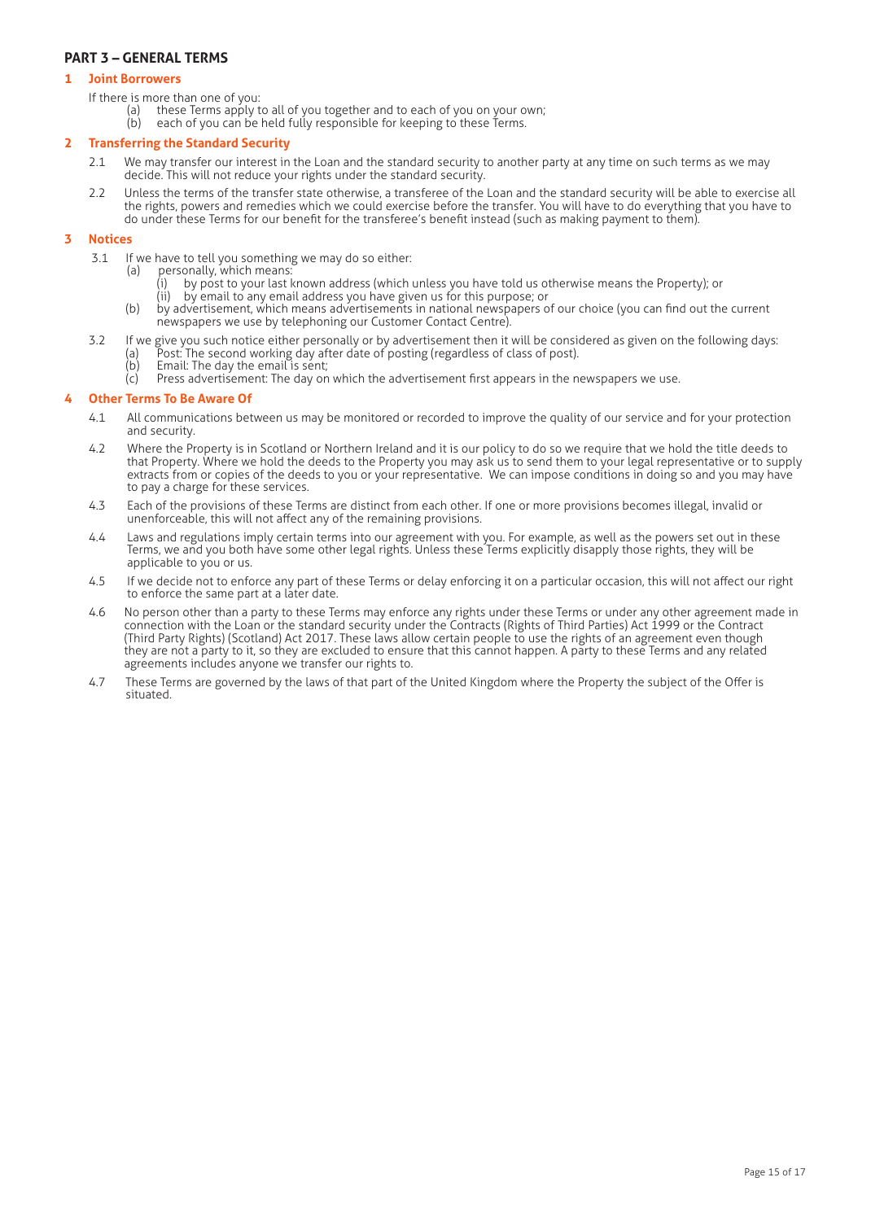## PART 3 – GENERAL TERMS

### 1 Joint Borrowers

If there is more than one of you:

(a) these Terms apply to all of you together and to each of you on your own;

(b) each of you can be held fully responsible for keeping to these Terms.

### 2 Transferring the Standard Security

2.1 We may transfer our interest in the Loan and the standard security to another party at any time on such terms as we may decide. This will not reduce your rights under the standard security.

2.2 Unless the terms of the transfer state otherwise, a transferee of the Loan and the standard security will be able to exercise all the rights, powers and remedies which we could exercise before the transfer. You will have to do everything that you have to do under these Terms for our benefit for the transferee's benefit instead (such as making payment to them).

### 3 Notices

3.1 If we have to tell you something we may do so either:

(a) personally, which means:

(i) by post to your last known address (which unless you have told us otherwise means the Property); or

(ii) by email to any email address you have given us for this purpose; or

(b) by advertisement, which means advertisements in national newspapers of our choice (you can find out the current newspapers we use by telephoning our Customer Contact Centre).

3.2 If we give you such notice either personally or by advertisement then it will be considered as given on the following days:

(a) Post: The second working day after date of posting (regardless of class of post).

(b) Email: The day the email is sent;

(c) Press advertisement: The day on which the advertisement first appears in the newspapers we use.

### 4 Other Terms To Be Aware Of

4.1 All communications between us may be monitored or recorded to improve the quality of our service and for your protection and security.

4.2 Where the Property is in Scotland or Northern Ireland and it is our policy to do so we require that we hold the title deeds to that Property. Where we hold the deeds to the Property you may ask us to send them to your legal representative or to supply extracts from or copies of the deeds to you or your representative. We can impose conditions in doing so and you may have to pay a charge for these services.

4.3 Each of the provisions of these Terms are distinct from each other. If one or more provisions becomes illegal, invalid or unenforceable, this will not affect any of the remaining provisions.

4.4 Laws and regulations imply certain terms into our agreement with you. For example, as well as the powers set out in these Terms, we and you both have some other legal rights. Unless these Terms explicitly disapply those rights, they will be applicable to you or us.

4.5 If we decide not to enforce any part of these Terms or delay enforcing it on a particular occasion, this will not affect our right to enforce the same part at a later date.

4.6 No person other than a party to these Terms may enforce any rights under these Terms or under any other agreement made in connection with the Loan or the standard security under the Contracts (Rights of Third Parties) Act 1999 or the Contract (Third Party Rights) (Scotland) Act 2017. These laws allow certain people to use the rights of an agreement even though they are not a party to it, so they are excluded to ensure that this cannot happen. A party to these Terms and any related agreements includes anyone we transfer our rights to.

4.7 These Terms are governed by the laws of that part of the United Kingdom where the Property the subject of the Offer is situated.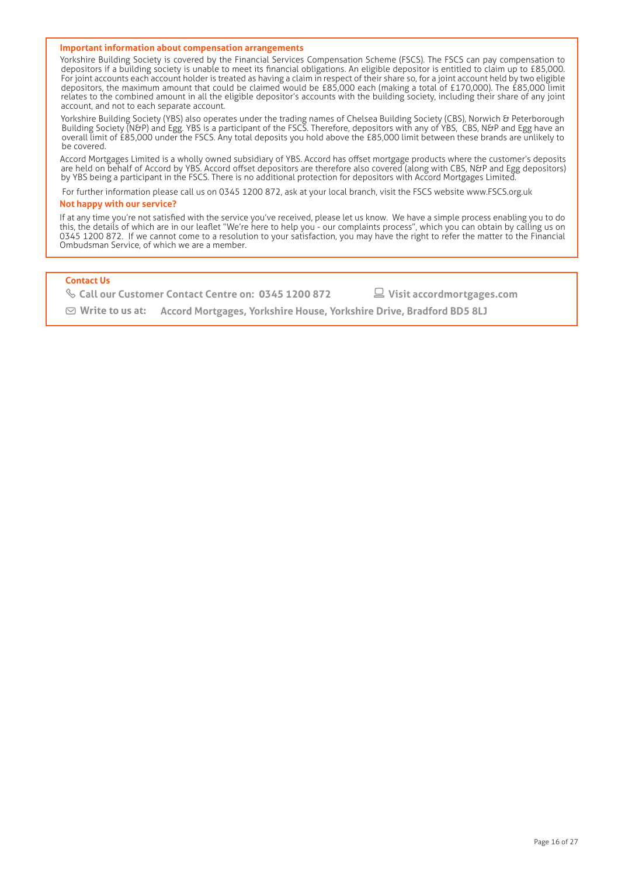## Important information about compensation arrangements

Yorkshire Building Society is covered by the Financial Services Compensation Scheme (FSCS). The FSCS can pay compensation to depositors if a building society is unable to meet its financial obligations. An eligible depositor is entitled to claim up to £85,000. For joint accounts each account holder is treated as having a claim in respect of their share so, for a joint account held by two eligible depositors, the maximum amount that could be claimed would be £85,000 each (making a total of £170,000). The £85,000 limit relates to the combined amount in all the eligible depositor's accounts with the building society, including their share of any joint account, and not to each separate account.

Yorkshire Building Society (YBS) also operates under the trading names of Chelsea Building Society (CBS), Norwich & Peterborough Building Society (N&P) and Egg. YBS is a participant of the FSCS. Therefore, depositors with any of YBS, CBS, N&P and Egg have an overall limit of £85,000 under the FSCS. Any total deposits you hold above the £85,000 limit between these brands are unlikely to be covered.

Accord Mortgages Limited is a wholly owned subsidiary of YBS. Accord has offset mortgage products where the customer's deposits are held on behalf of Accord by YBS. Accord offset depositors are therefore also covered (along with CBS, N&P and Egg depositors) by YBS being a participant in the FSCS. There is no additional protection for depositors with Accord Mortgages Limited.

For further information please call us on 0345 1200 872, ask at your local branch, visit the FSCS website www.FSCS.org.uk

## Not happy with our service?

If at any time you're not satisfied with the service you've received, please let us know. We have a simple process enabling you to do this, the details of which are in our leaflet "We're here to help you - our complaints process", which you can obtain by calling us on 0345 1200 872. If we cannot come to a resolution to your satisfaction, you may have the right to refer the matter to the Financial Ombudsman Service, of which we are a member.

## Contact Us

**Call our Customer Contact Centre on: 0345 1200 872**

**Visit accordmortgages.com**

**Write to us at: Accord Mortgages, Yorkshire House, Yorkshire Drive, Bradford BD5 8LJ**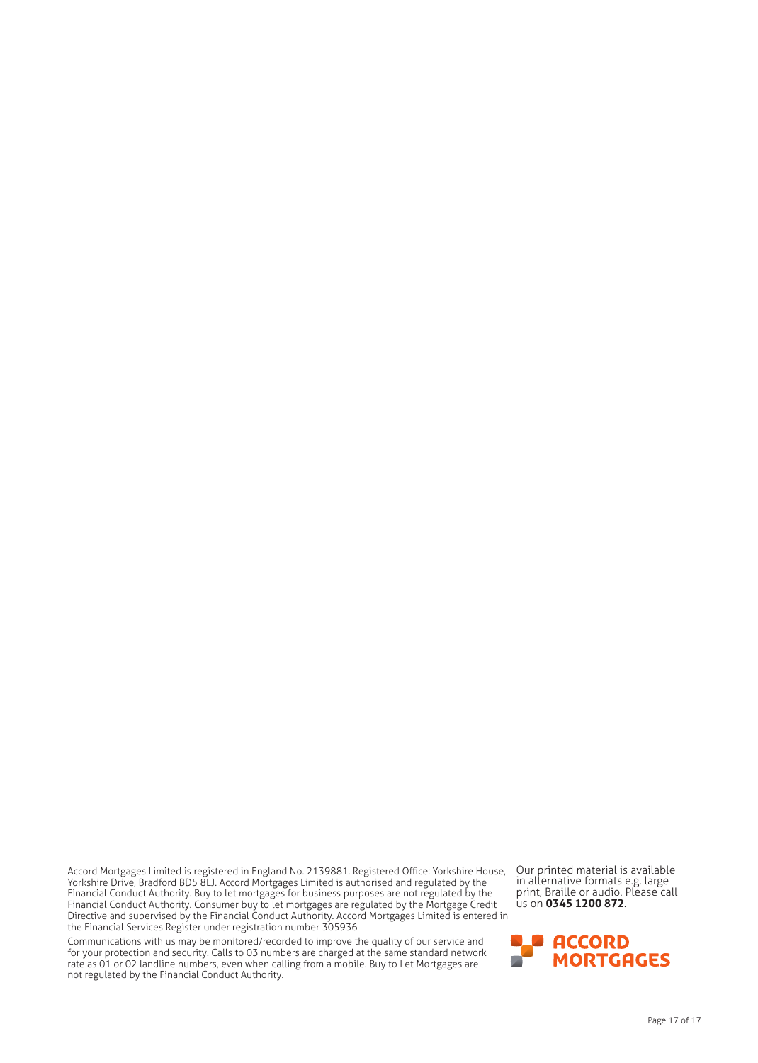Accord Mortgages Limited is registered in England No. 2139881. Registered Office: Yorkshire House, Yorkshire Drive, Bradford BD5 8LJ. Accord Mortgages Limited is authorised and regulated by the Financial Conduct Authority. Buy to let mortgages for business purposes are not regulated by the Financial Conduct Authority. Consumer buy to let mortgages are regulated by the Mortgage Credit Directive and supervised by the Financial Conduct Authority. Accord Mortgages Limited is entered in the Financial Services Register under registration number 305936

Communications with us may be monitored/recorded to improve the quality of our service and for your protection and security. Calls to 03 numbers are charged at the same standard network rate as 01 or 02 landline numbers, even when calling from a mobile. Buy to Let Mortgages are not regulated by the Financial Conduct Authority.

Our printed material is available in alternative formats e.g. large print, Braille or audio. Please call us on **0345 1200 872**.

ACCORD MORTGAGES